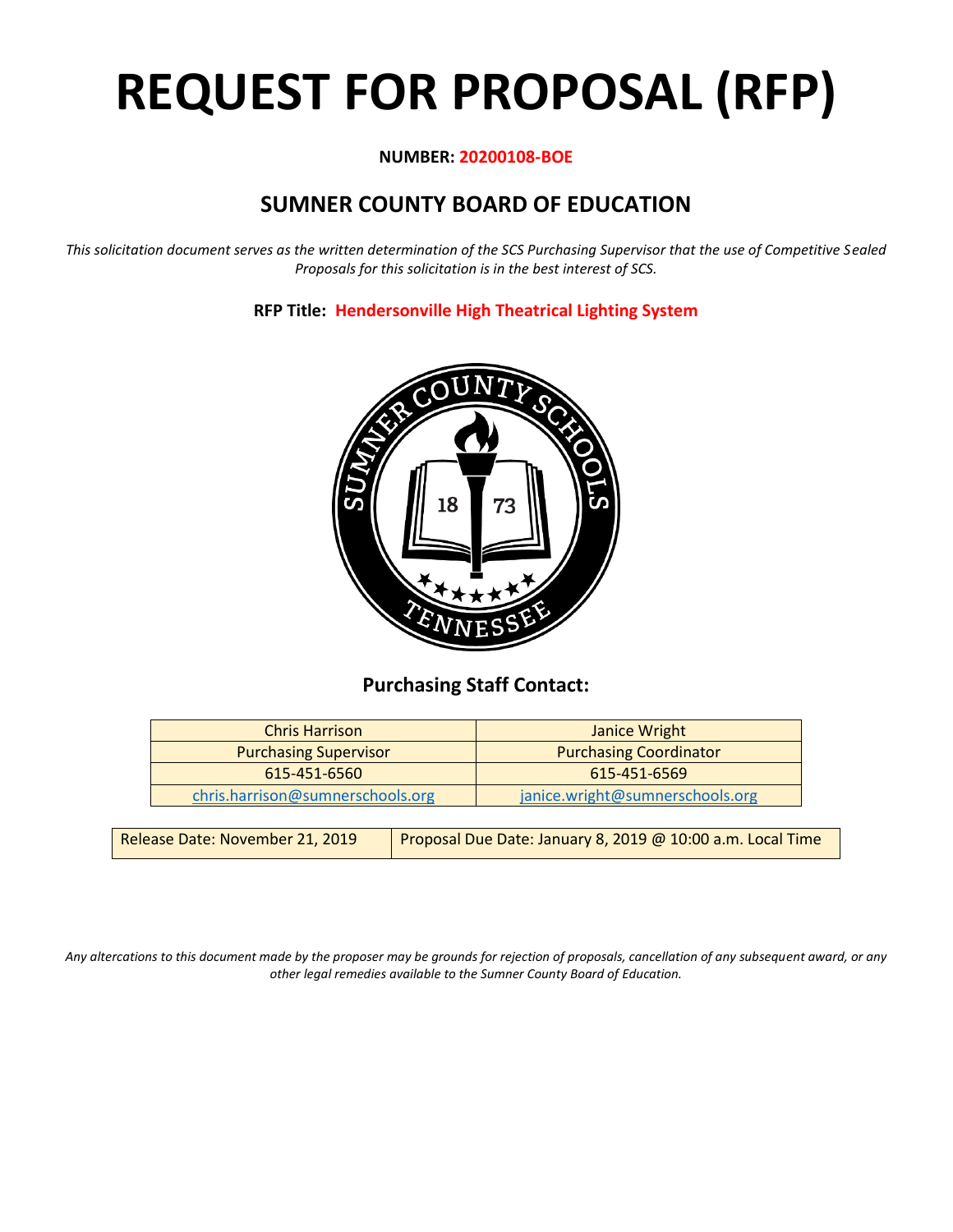# REQUEST FOR PROPOSAL (RFP)

**NUMBER: 20200108-BOE**

## SUMNER COUNTY BOARD OF EDUCATION

*This solicitation document serves as the written determination of the SCS Purchasing Supervisor that the use of Competitive Sealed Proposals for this solicitation is in the best interest of SCS.*

**RFP Title: Hendersonville High Theatrical Lighting System**

### Purchasing Staff Contact:

| Chris Harrison | Janice Wright |
|---|---|
| Purchasing Supervisor | Purchasing Coordinator |
| 615-451-6560 | 615-451-6569 |
| chris.harrison@sumnerschools.org | janice.wright@sumnerschools.org |

| Release Date: November 21, 2019 | Proposal Due Date: January 8, 2019 @ 10:00 a.m. Local Time |
|---|---|

*Any altercations to this document made by the proposer may be grounds for rejection of proposals, cancellation of any subsequent award, or any other legal remedies available to the Sumner County Board of Education.*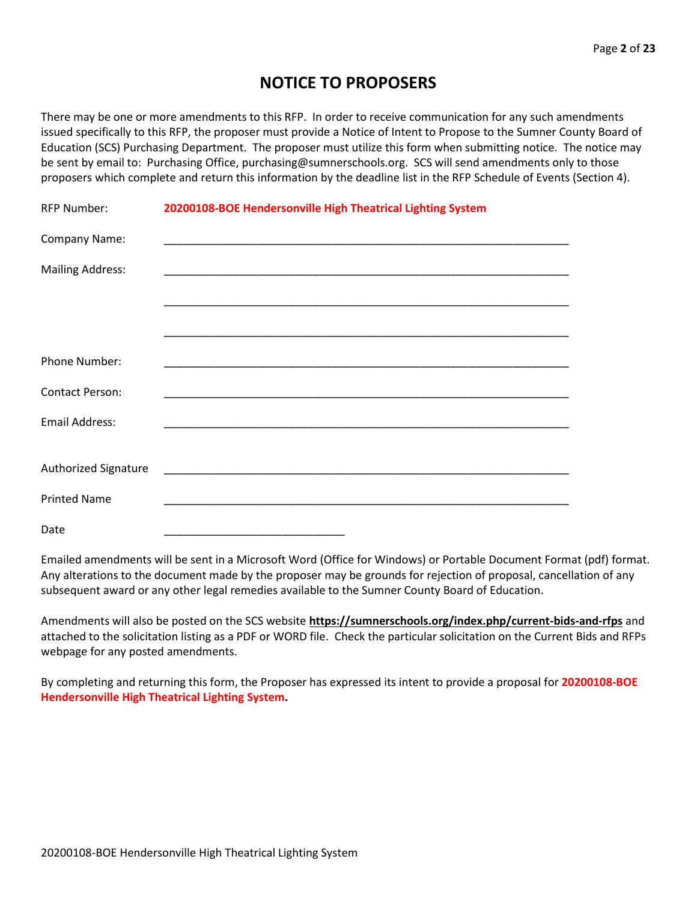# NOTICE TO PROPOSERS

There may be one or more amendments to this RFP. In order to receive communication for any such amendments issued specifically to this RFP, the proposer must provide a Notice of Intent to Propose to the Sumner County Board of Education (SCS) Purchasing Department. The proposer must utilize this form when submitting notice. The notice may be sent by email to: Purchasing Office, purchasing@sumnerschools.org. SCS will send amendments only to those proposers which complete and return this information by the deadline list in the RFP Schedule of Events (Section 4).

RFP Number: **20200108-BOE Hendersonville High Theatrical Lighting System**

Company Name: ____________________________________________________________

Mailing Address: ____________________________________________________________

____________________________________________________________

____________________________________________________________

Phone Number: ____________________________________________________________

Contact Person: ____________________________________________________________

Email Address: ____________________________________________________________

Authorized Signature ____________________________________________________________

Printed Name ____________________________________________________________

Date ___________________________

Emailed amendments will be sent in a Microsoft Word (Office for Windows) or Portable Document Format (pdf) format. Any alterations to the document made by the proposer may be grounds for rejection of proposal, cancellation of any subsequent award or any other legal remedies available to the Sumner County Board of Education.

Amendments will also be posted on the SCS website **https://sumnerschools.org/index.php/current-bids-and-rfps** and attached to the solicitation listing as a PDF or WORD file. Check the particular solicitation on the Current Bids and RFPs webpage for any posted amendments.

By completing and returning this form, the Proposer has expressed its intent to provide a proposal for **20200108-BOE Hendersonville High Theatrical Lighting System.**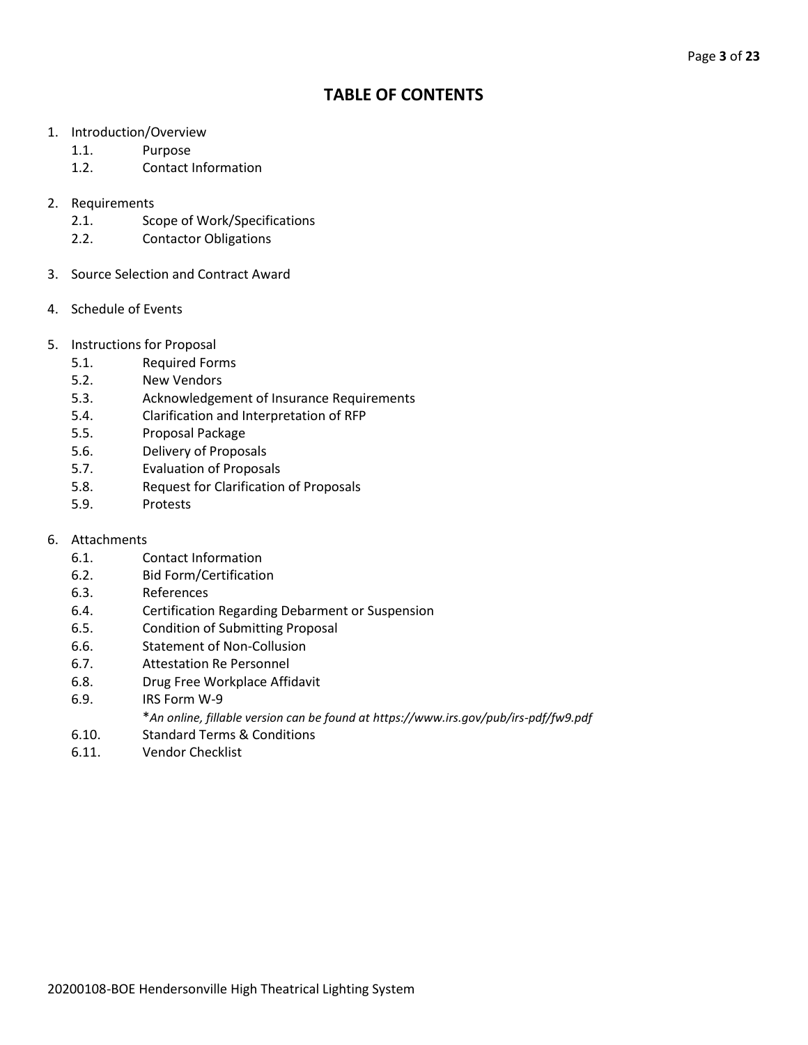# TABLE OF CONTENTS

1. Introduction/Overview
   - 1.1. Purpose
   - 1.2. Contact Information

2. Requirements
   - 2.1. Scope of Work/Specifications
   - 2.2. Contactor Obligations

3. Source Selection and Contract Award

4. Schedule of Events

5. Instructions for Proposal
   - 5.1. Required Forms
   - 5.2. New Vendors
   - 5.3. Acknowledgement of Insurance Requirements
   - 5.4. Clarification and Interpretation of RFP
   - 5.5. Proposal Package
   - 5.6. Delivery of Proposals
   - 5.7. Evaluation of Proposals
   - 5.8. Request for Clarification of Proposals
   - 5.9. Protests

6. Attachments
   - 6.1. Contact Information
   - 6.2. Bid Form/Certification
   - 6.3. References
   - 6.4. Certification Regarding Debarment or Suspension
   - 6.5. Condition of Submitting Proposal
   - 6.6. Statement of Non-Collusion
   - 6.7. Attestation Re Personnel
   - 6.8. Drug Free Workplace Affidavit
   - 6.9. IRS Form W-9
     
     **An online, fillable version can be found at https://www.irs.gov/pub/irs-pdf/fw9.pdf*
   - 6.10. Standard Terms & Conditions
   - 6.11. Vendor Checklist

20200108-BOE Hendersonville High Theatrical Lighting System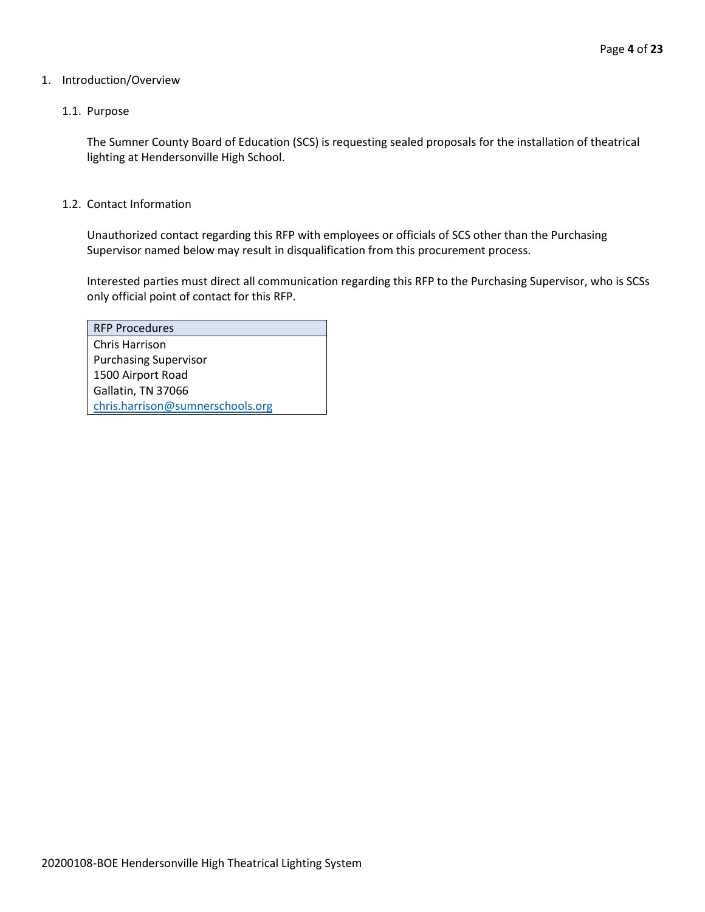# 1. Introduction/Overview

## 1.1. Purpose

The Sumner County Board of Education (SCS) is requesting sealed proposals for the installation of theatrical lighting at Hendersonville High School.

## 1.2. Contact Information

Unauthorized contact regarding this RFP with employees or officials of SCS other than the Purchasing Supervisor named below may result in disqualification from this procurement process.

Interested parties must direct all communication regarding this RFP to the Purchasing Supervisor, who is SCSs only official point of contact for this RFP.

| RFP Procedures |
| --- |
| Chris Harrison<br>Purchasing Supervisor<br>1500 Airport Road<br>Gallatin, TN 37066<br>chris.harrison@sumnerschools.org |

20200108-BOE Hendersonville High Theatrical Lighting System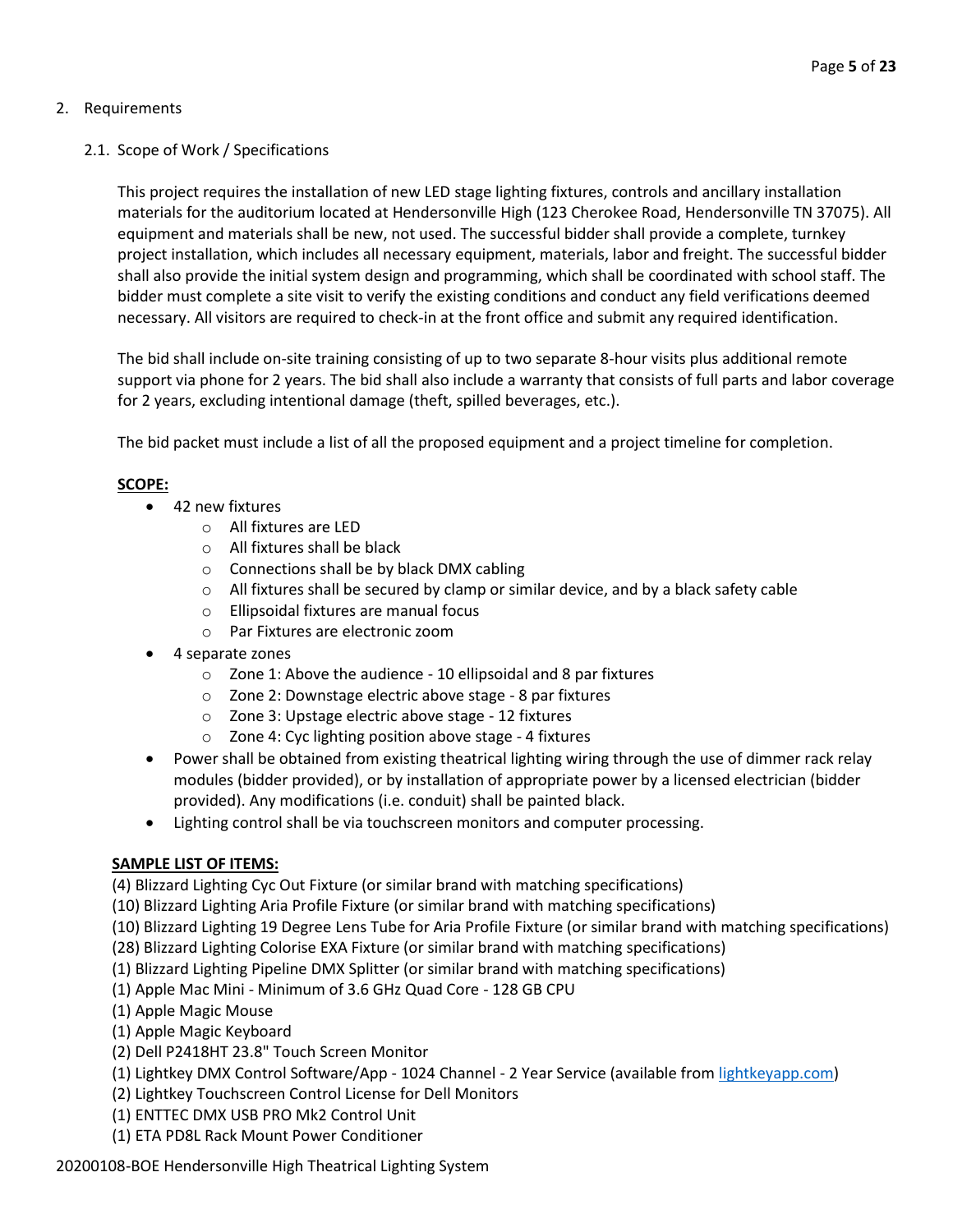## 2. Requirements

### 2.1. Scope of Work / Specifications

This project requires the installation of new LED stage lighting fixtures, controls and ancillary installation materials for the auditorium located at Hendersonville High (123 Cherokee Road, Hendersonville TN 37075). All equipment and materials shall be new, not used. The successful bidder shall provide a complete, turnkey project installation, which includes all necessary equipment, materials, labor and freight. The successful bidder shall also provide the initial system design and programming, which shall be coordinated with school staff. The bidder must complete a site visit to verify the existing conditions and conduct any field verifications deemed necessary. All visitors are required to check-in at the front office and submit any required identification.

The bid shall include on-site training consisting of up to two separate 8-hour visits plus additional remote support via phone for 2 years. The bid shall also include a warranty that consists of full parts and labor coverage for 2 years, excluding intentional damage (theft, spilled beverages, etc.).

The bid packet must include a list of all the proposed equipment and a project timeline for completion.

**SCOPE:**

- 42 new fixtures
  - All fixtures are LED
  - All fixtures shall be black
  - Connections shall be by black DMX cabling
  - All fixtures shall be secured by clamp or similar device, and by a black safety cable
  - Ellipsoidal fixtures are manual focus
  - Par Fixtures are electronic zoom
- 4 separate zones
  - Zone 1: Above the audience - 10 ellipsoidal and 8 par fixtures
  - Zone 2: Downstage electric above stage - 8 par fixtures
  - Zone 3: Upstage electric above stage - 12 fixtures
  - Zone 4: Cyc lighting position above stage - 4 fixtures
- Power shall be obtained from existing theatrical lighting wiring through the use of dimmer rack relay modules (bidder provided), or by installation of appropriate power by a licensed electrician (bidder provided). Any modifications (i.e. conduit) shall be painted black.
- Lighting control shall be via touchscreen monitors and computer processing.

**SAMPLE LIST OF ITEMS:**

(4) Blizzard Lighting Cyc Out Fixture (or similar brand with matching specifications)
(10) Blizzard Lighting Aria Profile Fixture (or similar brand with matching specifications)
(10) Blizzard Lighting 19 Degree Lens Tube for Aria Profile Fixture (or similar brand with matching specifications)
(28) Blizzard Lighting Colorise EXA Fixture (or similar brand with matching specifications)
(1) Blizzard Lighting Pipeline DMX Splitter (or similar brand with matching specifications)
(1) Apple Mac Mini - Minimum of 3.6 GHz Quad Core - 128 GB CPU
(1) Apple Magic Mouse
(1) Apple Magic Keyboard
(2) Dell P2418HT 23.8" Touch Screen Monitor
(1) Lightkey DMX Control Software/App - 1024 Channel - 2 Year Service (available from lightkeyapp.com)
(2) Lightkey Touchscreen Control License for Dell Monitors
(1) ENTTEC DMX USB PRO Mk2 Control Unit
(1) ETA PD8L Rack Mount Power Conditioner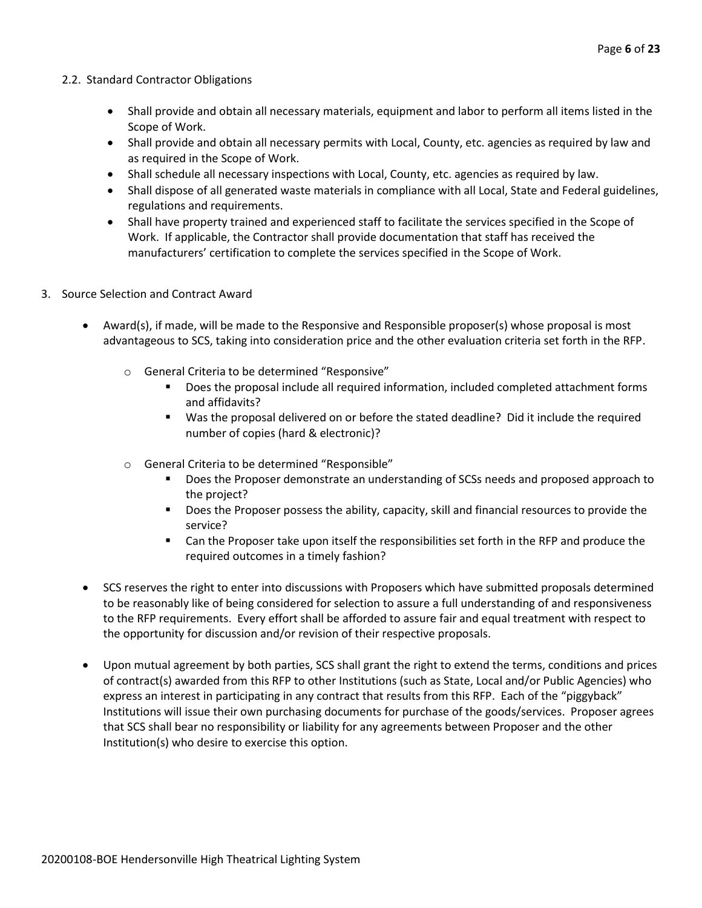2.2. Standard Contractor Obligations

- Shall provide and obtain all necessary materials, equipment and labor to perform all items listed in the Scope of Work.
- Shall provide and obtain all necessary permits with Local, County, etc. agencies as required by law and as required in the Scope of Work.
- Shall schedule all necessary inspections with Local, County, etc. agencies as required by law.
- Shall dispose of all generated waste materials in compliance with all Local, State and Federal guidelines, regulations and requirements.
- Shall have property trained and experienced staff to facilitate the services specified in the Scope of Work. If applicable, the Contractor shall provide documentation that staff has received the manufacturers' certification to complete the services specified in the Scope of Work.

3. Source Selection and Contract Award

- Award(s), if made, will be made to the Responsive and Responsible proposer(s) whose proposal is most advantageous to SCS, taking into consideration price and the other evaluation criteria set forth in the RFP.
  - General Criteria to be determined "Responsive"
    - Does the proposal include all required information, included completed attachment forms and affidavits?
    - Was the proposal delivered on or before the stated deadline? Did it include the required number of copies (hard & electronic)?
  - General Criteria to be determined "Responsible"
    - Does the Proposer demonstrate an understanding of SCSs needs and proposed approach to the project?
    - Does the Proposer possess the ability, capacity, skill and financial resources to provide the service?
    - Can the Proposer take upon itself the responsibilities set forth in the RFP and produce the required outcomes in a timely fashion?
- SCS reserves the right to enter into discussions with Proposers which have submitted proposals determined to be reasonably like of being considered for selection to assure a full understanding of and responsiveness to the RFP requirements. Every effort shall be afforded to assure fair and equal treatment with respect to the opportunity for discussion and/or revision of their respective proposals.
- Upon mutual agreement by both parties, SCS shall grant the right to extend the terms, conditions and prices of contract(s) awarded from this RFP to other Institutions (such as State, Local and/or Public Agencies) who express an interest in participating in any contract that results from this RFP. Each of the "piggyback" Institutions will issue their own purchasing documents for purchase of the goods/services. Proposer agrees that SCS shall bear no responsibility or liability for any agreements between Proposer and the other Institution(s) who desire to exercise this option.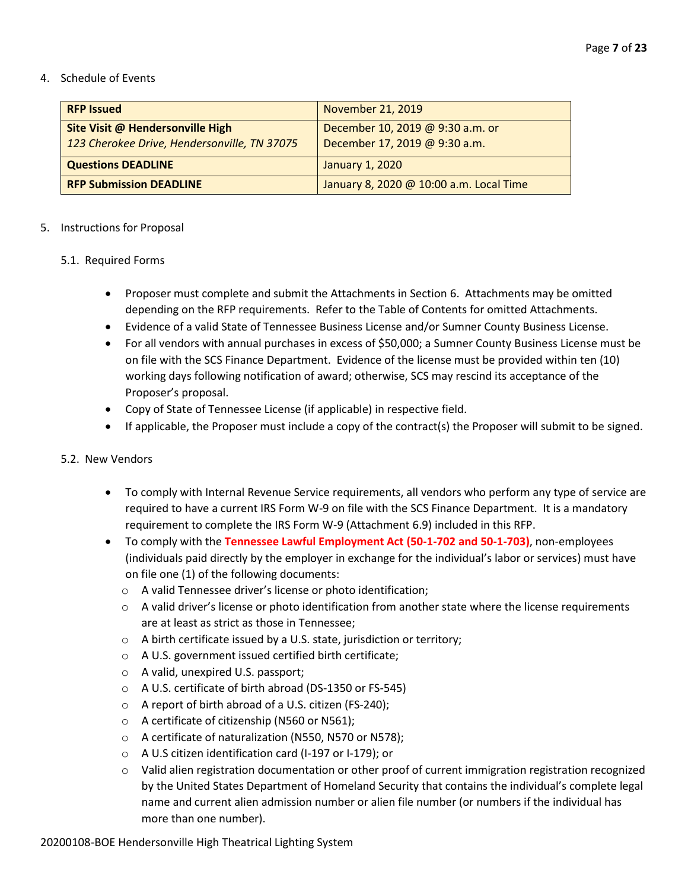4. Schedule of Events

| **RFP Issued** | November 21, 2019 |
|---|---|
| **Site Visit @ Hendersonville High** *123 Cherokee Drive, Hendersonville, TN 37075* | December 10, 2019 @ 9:30 a.m. or December 17, 2019 @ 9:30 a.m. |
| **Questions DEADLINE** | January 1, 2020 |
| **RFP Submission DEADLINE** | January 8, 2020 @ 10:00 a.m. Local Time |

5. Instructions for Proposal

5.1. Required Forms

- Proposer must complete and submit the Attachments in Section 6. Attachments may be omitted depending on the RFP requirements. Refer to the Table of Contents for omitted Attachments.
- Evidence of a valid State of Tennessee Business License and/or Sumner County Business License.
- For all vendors with annual purchases in excess of $50,000; a Sumner County Business License must be on file with the SCS Finance Department. Evidence of the license must be provided within ten (10) working days following notification of award; otherwise, SCS may rescind its acceptance of the Proposer's proposal.
- Copy of State of Tennessee License (if applicable) in respective field.
- If applicable, the Proposer must include a copy of the contract(s) the Proposer will submit to be signed.

5.2. New Vendors

- To comply with Internal Revenue Service requirements, all vendors who perform any type of service are required to have a current IRS Form W-9 on file with the SCS Finance Department. It is a mandatory requirement to complete the IRS Form W-9 (Attachment 6.9) included in this RFP.
- To comply with the **Tennessee Lawful Employment Act (50-1-702 and 50-1-703)**, non-employees (individuals paid directly by the employer in exchange for the individual's labor or services) must have on file one (1) of the following documents:
  - A valid Tennessee driver's license or photo identification;
  - A valid driver's license or photo identification from another state where the license requirements are at least as strict as those in Tennessee;
  - A birth certificate issued by a U.S. state, jurisdiction or territory;
  - A U.S. government issued certified birth certificate;
  - A valid, unexpired U.S. passport;
  - A U.S. certificate of birth abroad (DS-1350 or FS-545)
  - A report of birth abroad of a U.S. citizen (FS-240);
  - A certificate of citizenship (N560 or N561);
  - A certificate of naturalization (N550, N570 or N578);
  - A U.S citizen identification card (I-197 or I-179); or
  - Valid alien registration documentation or other proof of current immigration registration recognized by the United States Department of Homeland Security that contains the individual's complete legal name and current alien admission number or alien file number (or numbers if the individual has more than one number).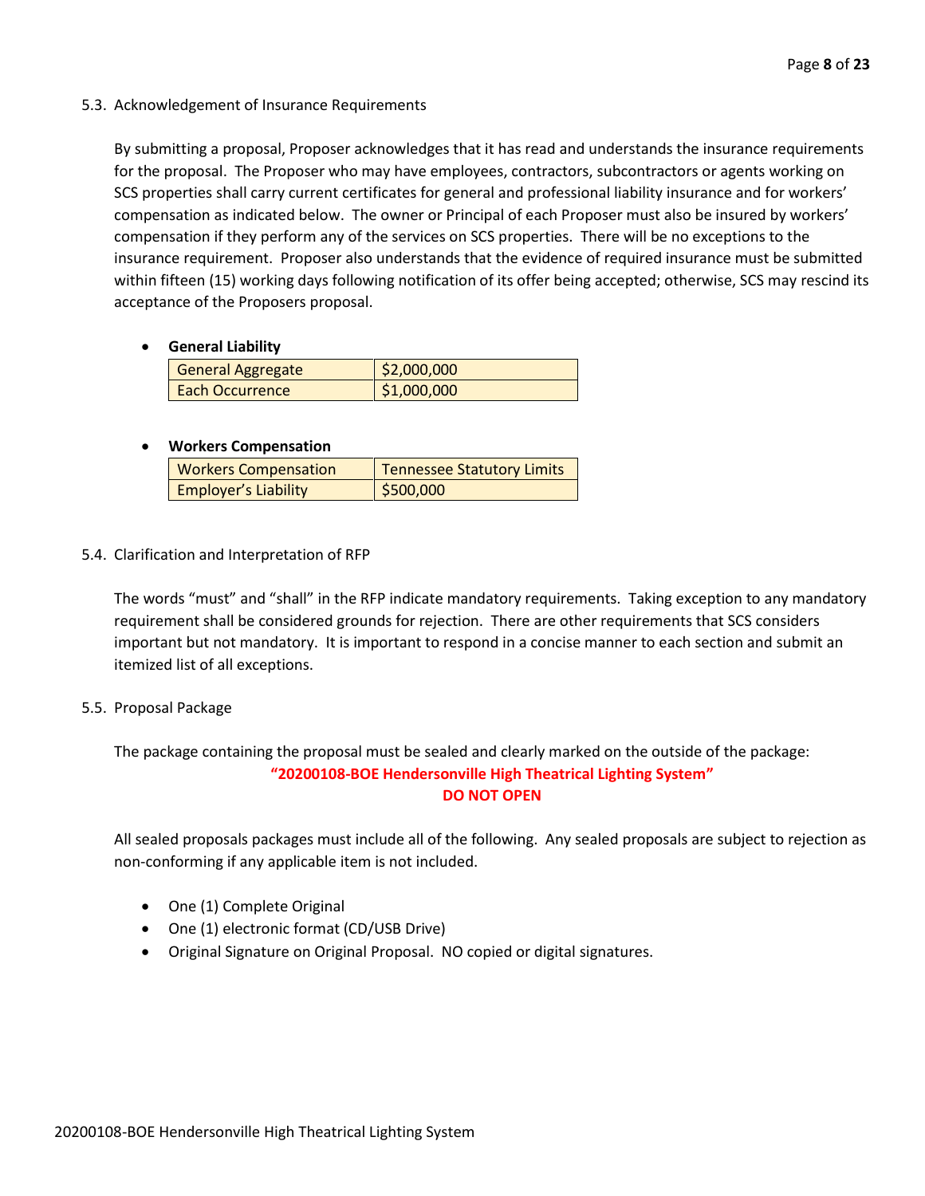5.3. Acknowledgement of Insurance Requirements

By submitting a proposal, Proposer acknowledges that it has read and understands the insurance requirements for the proposal. The Proposer who may have employees, contractors, subcontractors or agents working on SCS properties shall carry current certificates for general and professional liability insurance and for workers' compensation as indicated below. The owner or Principal of each Proposer must also be insured by workers' compensation if they perform any of the services on SCS properties. There will be no exceptions to the insurance requirement. Proposer also understands that the evidence of required insurance must be submitted within fifteen (15) working days following notification of its offer being accepted; otherwise, SCS may rescind its acceptance of the Proposers proposal.

- **General Liability**

| General Aggregate | $2,000,000 |
|---|---|
| Each Occurrence | $1,000,000 |

- **Workers Compensation**

| Workers Compensation | Tennessee Statutory Limits |
|---|---|
| Employer's Liability | $500,000 |

5.4. Clarification and Interpretation of RFP

The words "must" and "shall" in the RFP indicate mandatory requirements. Taking exception to any mandatory requirement shall be considered grounds for rejection. There are other requirements that SCS considers important but not mandatory. It is important to respond in a concise manner to each section and submit an itemized list of all exceptions.

5.5. Proposal Package

The package containing the proposal must be sealed and clearly marked on the outside of the package:

**"20200108-BOE Hendersonville High Theatrical Lighting System"**
**DO NOT OPEN**

All sealed proposals packages must include all of the following. Any sealed proposals are subject to rejection as non-conforming if any applicable item is not included.

- One (1) Complete Original
- One (1) electronic format (CD/USB Drive)
- Original Signature on Original Proposal. NO copied or digital signatures.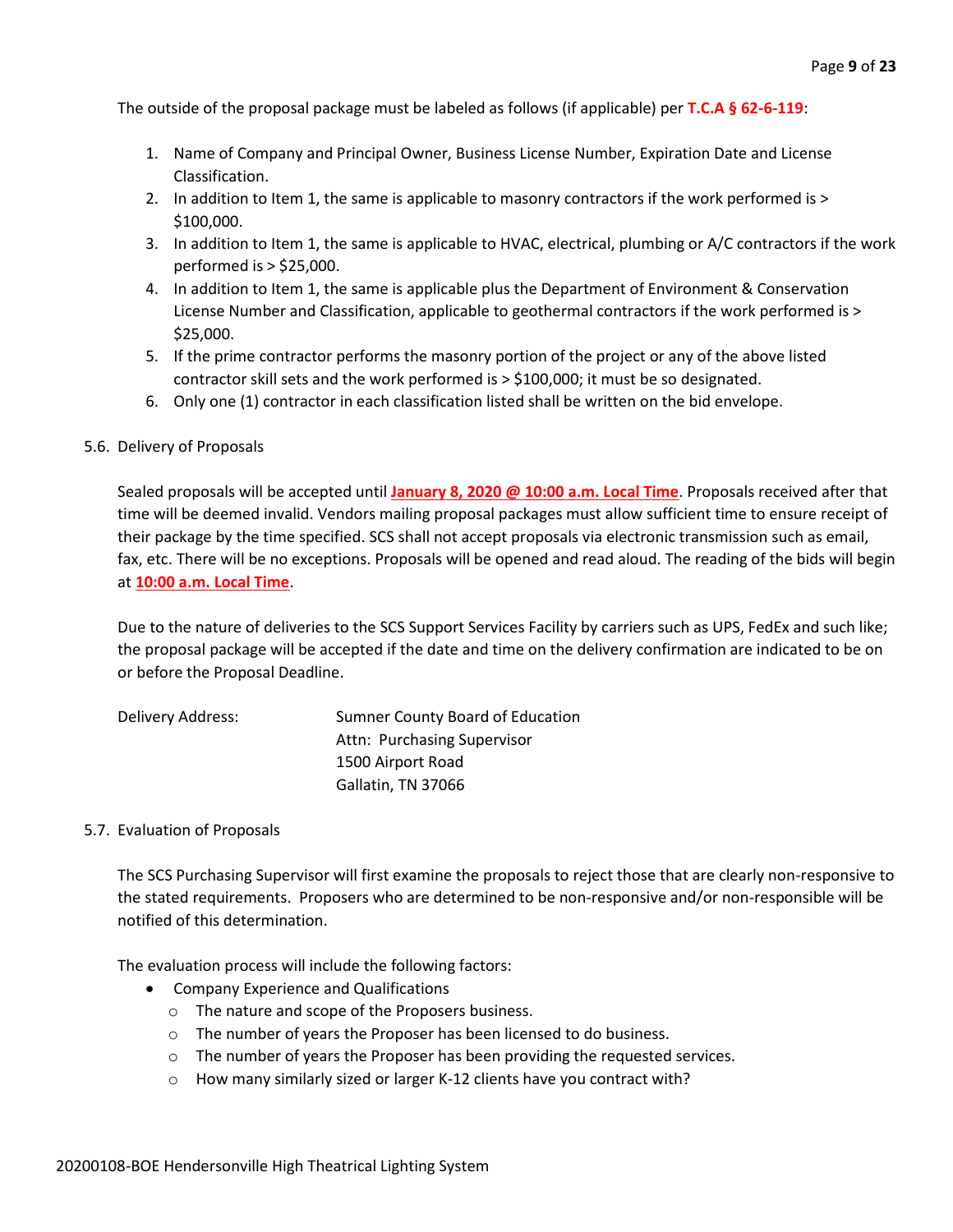The outside of the proposal package must be labeled as follows (if applicable) per **T.C.A § 62-6-119**:

1. Name of Company and Principal Owner, Business License Number, Expiration Date and License Classification.
2. In addition to Item 1, the same is applicable to masonry contractors if the work performed is > $100,000.
3. In addition to Item 1, the same is applicable to HVAC, electrical, plumbing or A/C contractors if the work performed is > $25,000.
4. In addition to Item 1, the same is applicable plus the Department of Environment & Conservation License Number and Classification, applicable to geothermal contractors if the work performed is > $25,000.
5. If the prime contractor performs the masonry portion of the project or any of the above listed contractor skill sets and the work performed is > $100,000; it must be so designated.
6. Only one (1) contractor in each classification listed shall be written on the bid envelope.

5.6. Delivery of Proposals

Sealed proposals will be accepted until **January 8, 2020 @ 10:00 a.m. Local Time**. Proposals received after that time will be deemed invalid. Vendors mailing proposal packages must allow sufficient time to ensure receipt of their package by the time specified. SCS shall not accept proposals via electronic transmission such as email, fax, etc. There will be no exceptions. Proposals will be opened and read aloud. The reading of the bids will begin at **10:00 a.m. Local Time**.

Due to the nature of deliveries to the SCS Support Services Facility by carriers such as UPS, FedEx and such like; the proposal package will be accepted if the date and time on the delivery confirmation are indicated to be on or before the Proposal Deadline.

Delivery Address:

Sumner County Board of Education
Attn: Purchasing Supervisor
1500 Airport Road
Gallatin, TN 37066

5.7. Evaluation of Proposals

The SCS Purchasing Supervisor will first examine the proposals to reject those that are clearly non-responsive to the stated requirements. Proposers who are determined to be non-responsive and/or non-responsible will be notified of this determination.

The evaluation process will include the following factors:

- Company Experience and Qualifications
  - The nature and scope of the Proposers business.
  - The number of years the Proposer has been licensed to do business.
  - The number of years the Proposer has been providing the requested services.
  - How many similarly sized or larger K-12 clients have you contract with?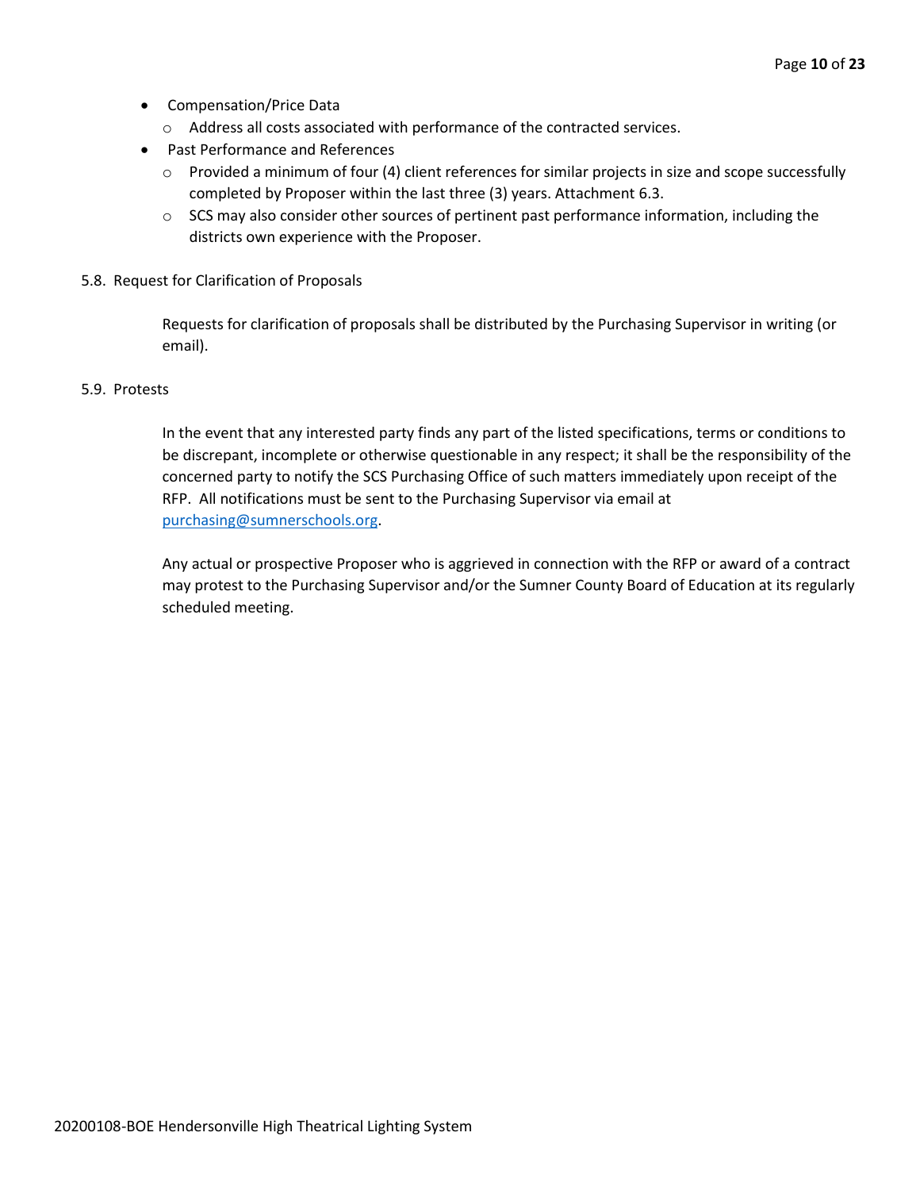- Compensation/Price Data
  - Address all costs associated with performance of the contracted services.
- Past Performance and References
  - Provided a minimum of four (4) client references for similar projects in size and scope successfully completed by Proposer within the last three (3) years. Attachment 6.3.
  - SCS may also consider other sources of pertinent past performance information, including the districts own experience with the Proposer.

5.8. Request for Clarification of Proposals

Requests for clarification of proposals shall be distributed by the Purchasing Supervisor in writing (or email).

5.9. Protests

In the event that any interested party finds any part of the listed specifications, terms or conditions to be discrepant, incomplete or otherwise questionable in any respect; it shall be the responsibility of the concerned party to notify the SCS Purchasing Office of such matters immediately upon receipt of the RFP. All notifications must be sent to the Purchasing Supervisor via email at [purchasing@sumnerschools.org](mailto:purchasing@sumnerschools.org).

Any actual or prospective Proposer who is aggrieved in connection with the RFP or award of a contract may protest to the Purchasing Supervisor and/or the Sumner County Board of Education at its regularly scheduled meeting.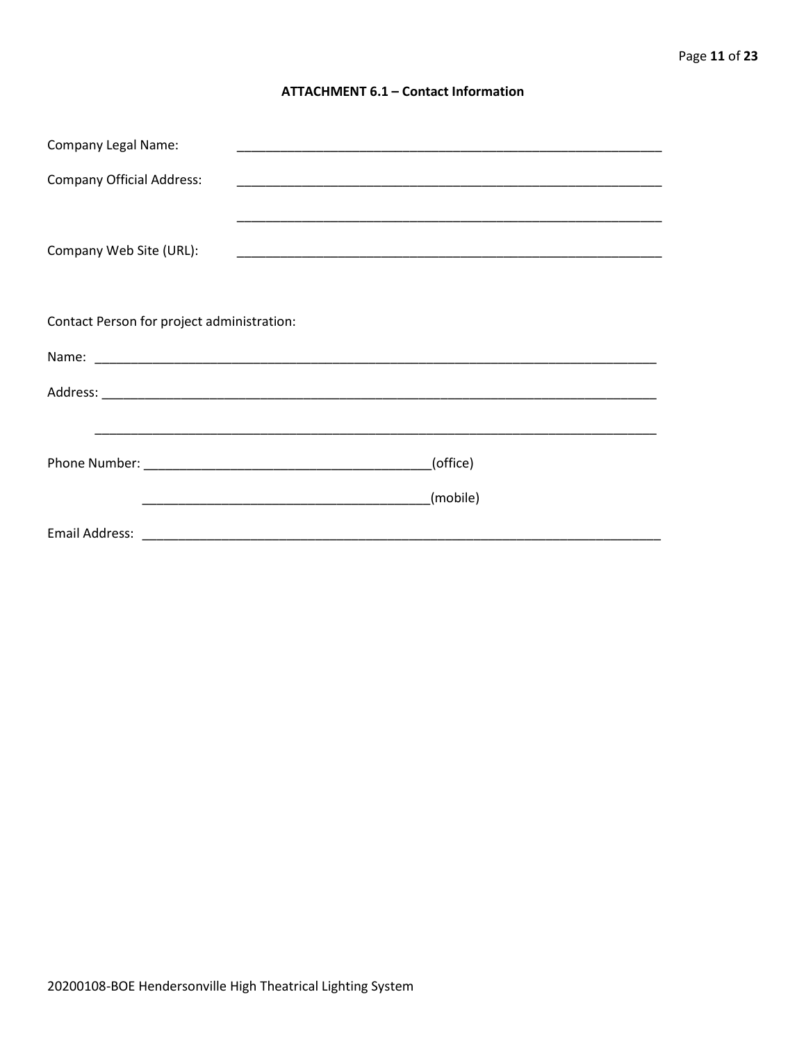### ATTACHMENT 6.1 – Contact Information

Company Legal Name: ____________________________________________________________

Company Official Address: ____________________________________________________________

____________________________________________________________

Company Web Site (URL): ____________________________________________________________

Contact Person for project administration:

Name: ________________________________________________________________________________

Address: ______________________________________________________________________________

______________________________________________________________________________

Phone Number: ________________________________________(office)

________________________________________(mobile)

Email Address: __________________________________________________________________________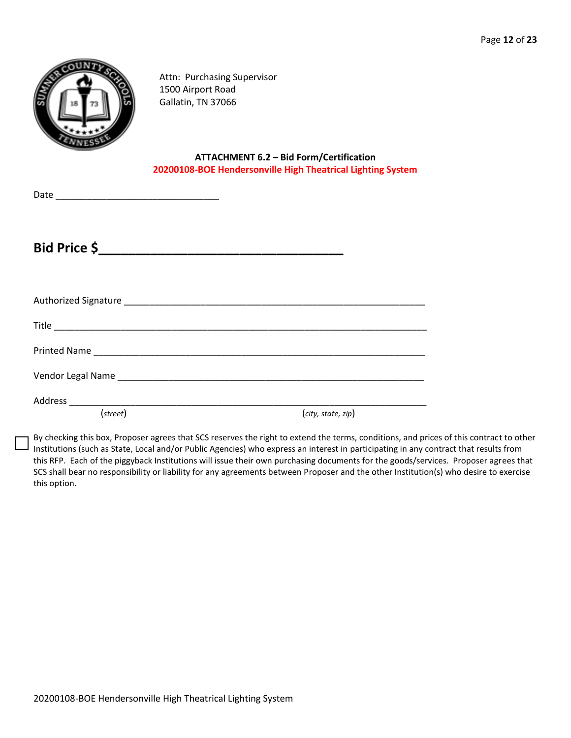Attn: Purchasing Supervisor
1500 Airport Road
Gallatin, TN 37066

**ATTACHMENT 6.2 – Bid Form/Certification**
**20200108-BOE Hendersonville High Theatrical Lighting System**

Date ________________________________

## Bid Price $________________________________

Authorized Signature ____________________________________________________________

Title ________________________________________________________________________

Printed Name ___________________________________________________________________

Vendor Legal Name ______________________________________________________________

Address ______________________________________________________________________
(*street*) (*city, state, zip*)

☐ By checking this box, Proposer agrees that SCS reserves the right to extend the terms, conditions, and prices of this contract to other Institutions (such as State, Local and/or Public Agencies) who express an interest in participating in any contract that results from this RFP. Each of the piggyback Institutions will issue their own purchasing documents for the goods/services. Proposer agrees that SCS shall bear no responsibility or liability for any agreements between Proposer and the other Institution(s) who desire to exercise this option.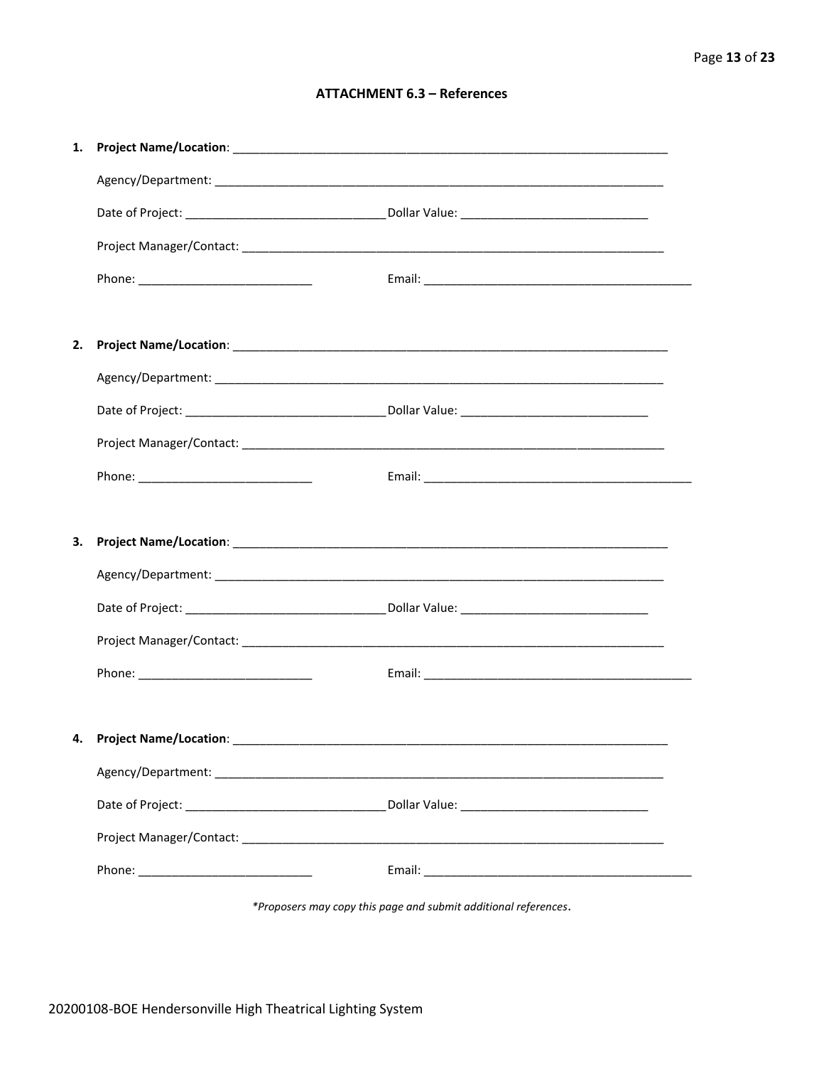## ATTACHMENT 6.3 – References

1. **Project Name/Location**: ____________________________________________

   Agency/Department: ____________________________________________

   Date of Project: ______________________ Dollar Value: ______________________

   Project Manager/Contact: ____________________________________________

   Phone: ______________________ Email: ______________________________

2. **Project Name/Location**: ____________________________________________

   Agency/Department: ____________________________________________

   Date of Project: ______________________ Dollar Value: ______________________

   Project Manager/Contact: ____________________________________________

   Phone: ______________________ Email: ______________________________

3. **Project Name/Location**: ____________________________________________

   Agency/Department: ____________________________________________

   Date of Project: ______________________ Dollar Value: ______________________

   Project Manager/Contact: ____________________________________________

   Phone: ______________________ Email: ______________________________

4. **Project Name/Location**: ____________________________________________

   Agency/Department: ____________________________________________

   Date of Project: ______________________ Dollar Value: ______________________

   Project Manager/Contact: ____________________________________________

   Phone: ______________________ Email: ______________________________

*\*Proposers may copy this page and submit additional references.*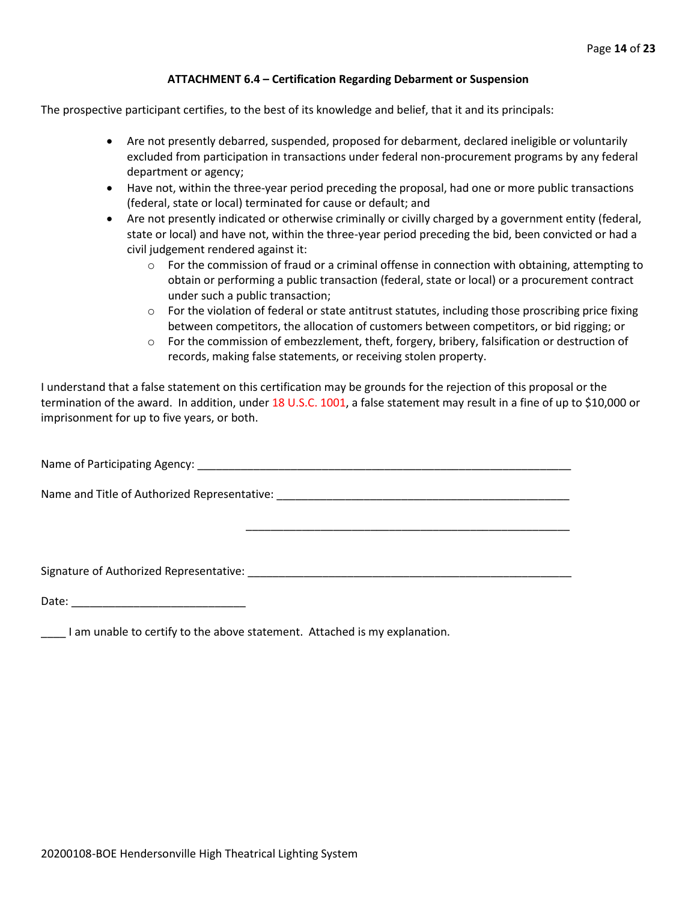### ATTACHMENT 6.4 – Certification Regarding Debarment or Suspension

The prospective participant certifies, to the best of its knowledge and belief, that it and its principals:

- Are not presently debarred, suspended, proposed for debarment, declared ineligible or voluntarily excluded from participation in transactions under federal non-procurement programs by any federal department or agency;
- Have not, within the three-year period preceding the proposal, had one or more public transactions (federal, state or local) terminated for cause or default; and
- Are not presently indicated or otherwise criminally or civilly charged by a government entity (federal, state or local) and have not, within the three-year period preceding the bid, been convicted or had a civil judgement rendered against it:
  - For the commission of fraud or a criminal offense in connection with obtaining, attempting to obtain or performing a public transaction (federal, state or local) or a procurement contract under such a public transaction;
  - For the violation of federal or state antitrust statutes, including those proscribing price fixing between competitors, the allocation of customers between competitors, or bid rigging; or
  - For the commission of embezzlement, theft, forgery, bribery, falsification or destruction of records, making false statements, or receiving stolen property.

I understand that a false statement on this certification may be grounds for the rejection of this proposal or the termination of the award. In addition, under 18 U.S.C. 1001, a false statement may result in a fine of up to $10,000 or imprisonment for up to five years, or both.

Name of Participating Agency: ______________________________________________________________

Name and Title of Authorized Representative: ____________________________________________________

______________________________________________________

Signature of Authorized Representative: ________________________________________________________

Date: ____________________________

____ I am unable to certify to the above statement. Attached is my explanation.

20200108-BOE Hendersonville High Theatrical Lighting System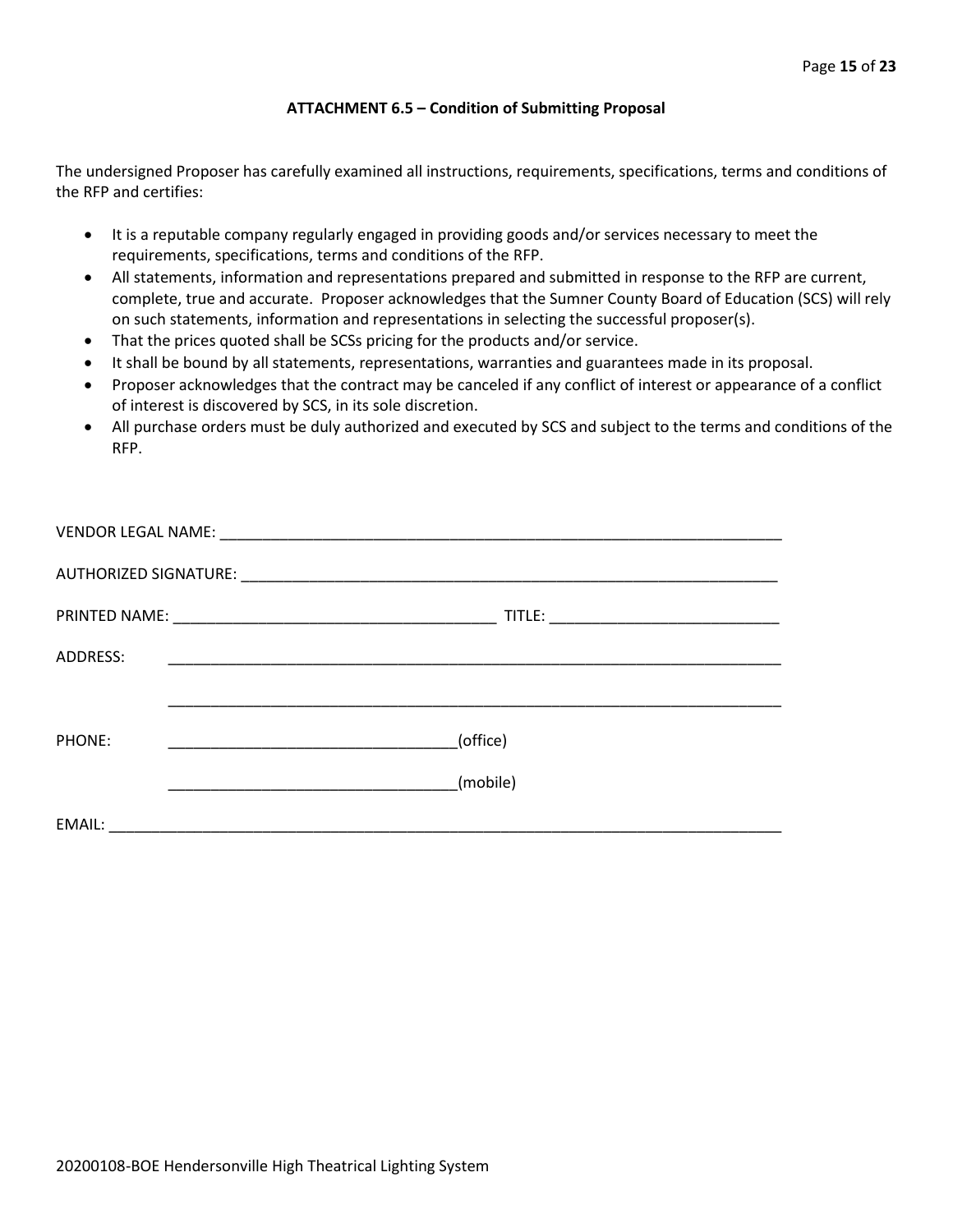### ATTACHMENT 6.5 – Condition of Submitting Proposal

The undersigned Proposer has carefully examined all instructions, requirements, specifications, terms and conditions of the RFP and certifies:

- It is a reputable company regularly engaged in providing goods and/or services necessary to meet the requirements, specifications, terms and conditions of the RFP.
- All statements, information and representations prepared and submitted in response to the RFP are current, complete, true and accurate. Proposer acknowledges that the Sumner County Board of Education (SCS) will rely on such statements, information and representations in selecting the successful proposer(s).
- That the prices quoted shall be SCSs pricing for the products and/or service.
- It shall be bound by all statements, representations, warranties and guarantees made in its proposal.
- Proposer acknowledges that the contract may be canceled if any conflict of interest or appearance of a conflict of interest is discovered by SCS, in its sole discretion.
- All purchase orders must be duly authorized and executed by SCS and subject to the terms and conditions of the RFP.

VENDOR LEGAL NAME: ______________________________________________________________________

AUTHORIZED SIGNATURE: __________________________________________________________________

PRINTED NAME: ______________________________________ TITLE: ____________________________

ADDRESS: ____________________________________________________________________________

____________________________________________________________________________

PHONE: __________________________________(office)

__________________________________(mobile)

EMAIL: ______________________________________________________________________________

20200108-BOE Hendersonville High Theatrical Lighting System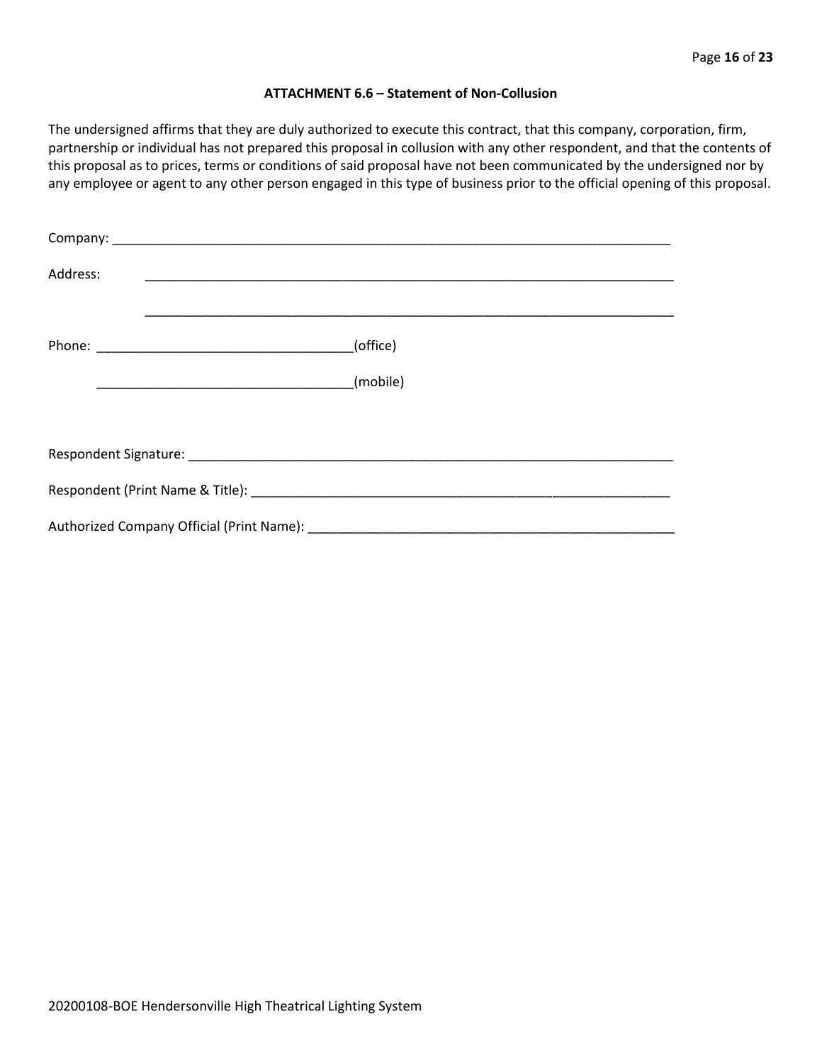**ATTACHMENT 6.6 – Statement of Non-Collusion**

The undersigned affirms that they are duly authorized to execute this contract, that this company, corporation, firm, partnership or individual has not prepared this proposal in collusion with any other respondent, and that the contents of this proposal as to prices, terms or conditions of said proposal have not been communicated by the undersigned nor by any employee or agent to any other person engaged in this type of business prior to the official opening of this proposal.

Company: ___________________________________________________________________________

Address: ___________________________________________________________________________

___________________________________________________________________________

Phone: ___________________________________(office)

___________________________________(mobile)

Respondent Signature: ______________________________________________________________

Respondent (Print Name & Title): ____________________________________________________

Authorized Company Official (Print Name): ___________________________________________

20200108-BOE Hendersonville High Theatrical Lighting System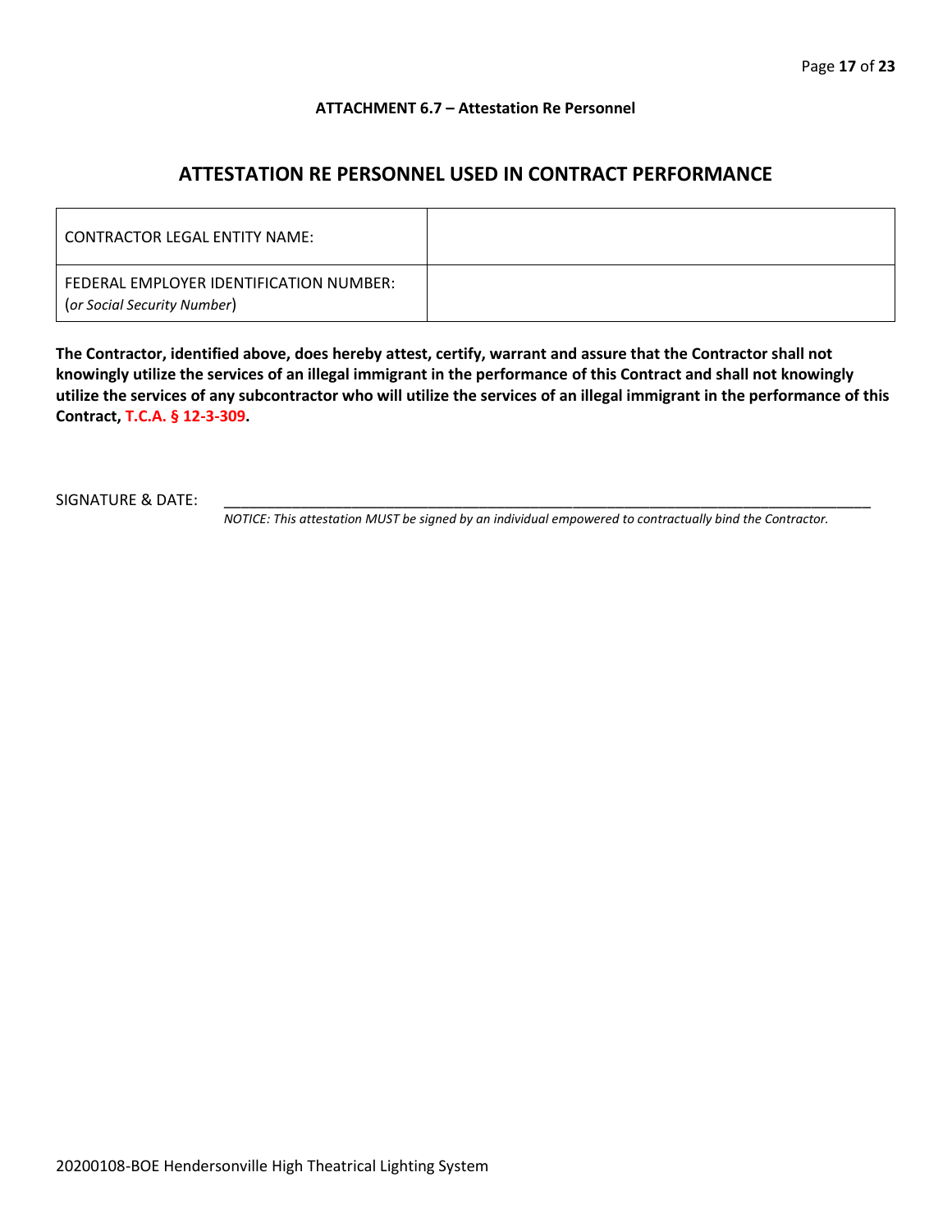**ATTACHMENT 6.7 – Attestation Re Personnel**

## ATTESTATION RE PERSONNEL USED IN CONTRACT PERFORMANCE

| CONTRACTOR LEGAL ENTITY NAME: | |
|---|---|
| FEDERAL EMPLOYER IDENTIFICATION NUMBER: (*or Social Security Number*) | |

**The Contractor, identified above, does hereby attest, certify, warrant and assure that the Contractor shall not knowingly utilize the services of an illegal immigrant in the performance of this Contract and shall not knowingly utilize the services of any subcontractor who will utilize the services of an illegal immigrant in the performance of this Contract, T.C.A. § 12-3-309.**

SIGNATURE & DATE: ______________________________________________________________________________

*NOTICE: This attestation MUST be signed by an individual empowered to contractually bind the Contractor.*

20200108-BOE Hendersonville High Theatrical Lighting System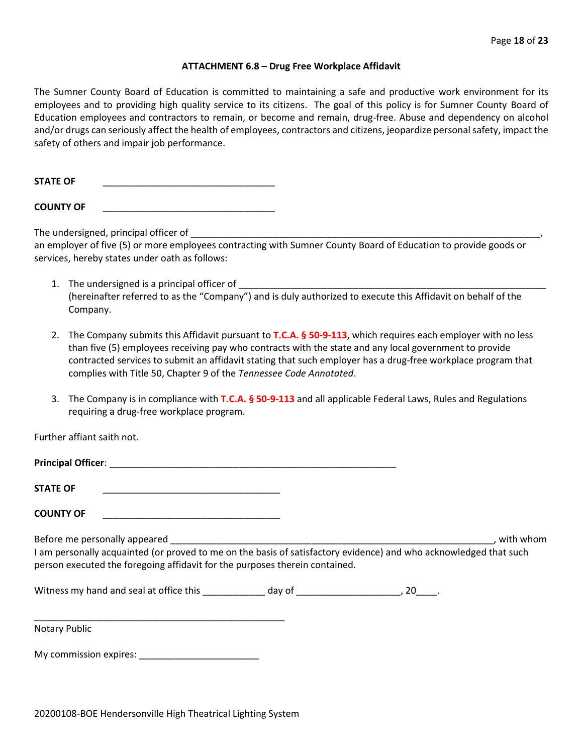### ATTACHMENT 6.8 – Drug Free Workplace Affidavit

The Sumner County Board of Education is committed to maintaining a safe and productive work environment for its employees and to providing high quality service to its citizens. The goal of this policy is for Sumner County Board of Education employees and contractors to remain, or become and remain, drug-free. Abuse and dependency on alcohol and/or drugs can seriously affect the health of employees, contractors and citizens, jeopardize personal safety, impact the safety of others and impair job performance.

**STATE OF** ________________________________

**COUNTY OF** ________________________________

The undersigned, principal officer of ____________________________________________________________________, an employer of five (5) or more employees contracting with Sumner County Board of Education to provide goods or services, hereby states under oath as follows:

1. The undersigned is a principal officer of ___________________________________________________________ (hereinafter referred to as the "Company") and is duly authorized to execute this Affidavit on behalf of the Company.

2. The Company submits this Affidavit pursuant to **T.C.A. § 50-9-113**, which requires each employer with no less than five (5) employees receiving pay who contracts with the state and any local government to provide contracted services to submit an affidavit stating that such employer has a drug-free workplace program that complies with Title 50, Chapter 9 of the *Tennessee Code Annotated*.

3. The Company is in compliance with **T.C.A. § 50-9-113** and all applicable Federal Laws, Rules and Regulations requiring a drug-free workplace program.

Further affiant saith not.

**Principal Officer**: ______________________________________________________

**STATE OF** _________________________________

**COUNTY OF** _________________________________

Before me personally appeared ______________________________________________________________, with whom I am personally acquainted (or proved to me on the basis of satisfactory evidence) and who acknowledged that such person executed the foregoing affidavit for the purposes therein contained.

Witness my hand and seal at office this ____________ day of ___________________, 20____.

________________________________________________

Notary Public

My commission expires: _______________________

20200108-BOE Hendersonville High Theatrical Lighting System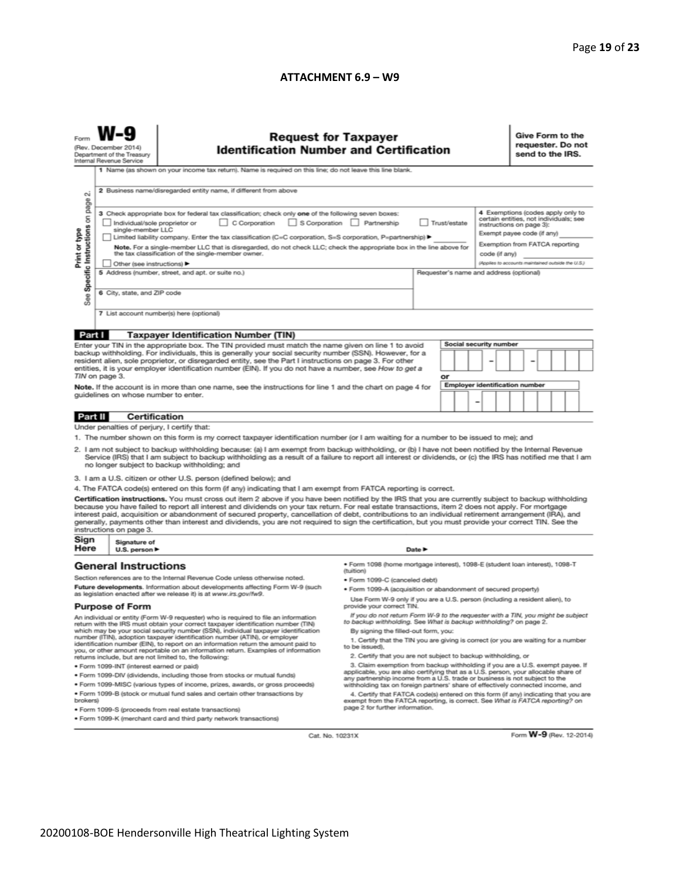**ATTACHMENT 6.9 – W9**

Form **W-9**
(Rev. December 2014)
Department of the Treasury
Internal Revenue Service

# Request for Taxpayer Identification Number and Certification

**Give Form to the requester. Do not send to the IRS.**

Print or type
See Specific Instructions on page 2.

1 Name (as shown on your income tax return). Name is required on this line; do not leave this line blank.

2 Business name/disregarded entity name, if different from above

3 Check appropriate box for federal tax classification; check only **one** of the following seven boxes:
☐ Individual/sole proprietor or single-member LLC ☐ C Corporation ☐ S Corporation ☐ Partnership ☐ Trust/estate
☐ Limited liability company. Enter the tax classification (C=C corporation, S=S corporation, P=partnership) ► ________
**Note.** For a single-member LLC that is disregarded, do not check LLC; check the appropriate box in the line above for the tax classification of the single-member owner.
☐ Other (see instructions) ►

4 Exemptions (codes apply only to certain entities, not individuals; see instructions on page 3):
Exempt payee code (if any) ________
Exemption from FATCA reporting code (if any) ________
(Applies to accounts maintained outside the U.S.)

5 Address (number, street, and apt. or suite no.)

Requester's name and address (optional)

6 City, state, and ZIP code

7 List account number(s) here (optional)

## Part I Taxpayer Identification Number (TIN)

Enter your TIN in the appropriate box. The TIN provided must match the name given on line 1 to avoid backup withholding. For individuals, this is generally your social security number (SSN). However, for a resident alien, sole proprietor, or disregarded entity, see the Part I instructions on page 3. For other entities, it is your employer identification number (EIN). If you do not have a number, see *How to get a TIN* on page 3.

**Note.** If the account is in more than one name, see the instructions for line 1 and the chart on page 4 for guidelines on whose number to enter.

**Social security number**
___ ___ ___ – ___ ___ – ___ ___ ___ ___

or

**Employer identification number**
___ ___ – ___ ___ ___ ___ ___ ___ ___

## Part II Certification

Under penalties of perjury, I certify that:

1. The number shown on this form is my correct taxpayer identification number (or I am waiting for a number to be issued to me); and
2. I am not subject to backup withholding because: (a) I am exempt from backup withholding, or (b) I have not been notified by the Internal Revenue Service (IRS) that I am subject to backup withholding as a result of a failure to report all interest or dividends, or (c) the IRS has notified me that I am no longer subject to backup withholding; and
3. I am a U.S. citizen or other U.S. person (defined below); and
4. The FATCA code(s) entered on this form (if any) indicating that I am exempt from FATCA reporting is correct.

**Certification instructions.** You must cross out item 2 above if you have been notified by the IRS that you are currently subject to backup withholding because you have failed to report all interest and dividends on your tax return. For real estate transactions, item 2 does not apply. For mortgage interest paid, acquisition or abandonment of secured property, cancellation of debt, contributions to an individual retirement arrangement (IRA), and generally, payments other than interest and dividends, you are not required to sign the certification, but you must provide your correct TIN. See the instructions on page 3.

**Sign Here** Signature of U.S. person ► Date ►

## General Instructions

Section references are to the Internal Revenue Code unless otherwise noted.

**Future developments.** Information about developments affecting Form W-9 (such as legislation enacted after we release it) is at *www.irs.gov/fw9*.

### Purpose of Form

An individual or entity (Form W-9 requester) who is required to file an information return with the IRS must obtain your correct taxpayer identification number (TIN) which may be your social security number (SSN), individual taxpayer identification number (ITIN), adoption taxpayer identification number (ATIN), or employer identification number (EIN), to report on an information return the amount paid to you, or other amount reportable on an information return. Examples of information returns include, but are not limited to, the following:

- Form 1099-INT (interest earned or paid)
- Form 1099-DIV (dividends, including those from stocks or mutual funds)
- Form 1099-MISC (various types of income, prizes, awards, or gross proceeds)
- Form 1099-B (stock or mutual fund sales and certain other transactions by brokers)
- Form 1099-S (proceeds from real estate transactions)
- Form 1099-K (merchant card and third party network transactions)
- Form 1098 (home mortgage interest), 1098-E (student loan interest), 1098-T (tuition)
- Form 1099-C (canceled debt)
- Form 1099-A (acquisition or abandonment of secured property)

Use Form W-9 only if you are a U.S. person (including a resident alien), to provide your correct TIN.

*If you do not return Form W-9 to the requester with a TIN, you might be subject to backup withholding. See What is backup withholding? on page 2.*

By signing the filled-out form, you:

1. Certify that the TIN you are giving is correct (or you are waiting for a number to be issued),
2. Certify that you are not subject to backup withholding, or
3. Claim exemption from backup withholding if you are a U.S. exempt payee. If applicable, you are also certifying that as a U.S. person, your allocable share of any partnership income from a U.S. trade or business is not subject to the withholding tax on foreign partners' share of effectively connected income, and
4. Certify that FATCA code(s) entered on this form (if any) indicating that you are exempt from the FATCA reporting, is correct. See *What is FATCA reporting?* on page 2 for further information.

Cat. No. 10231X Form **W-9** (Rev. 12-2014)

20200108-BOE Hendersonville High Theatrical Lighting System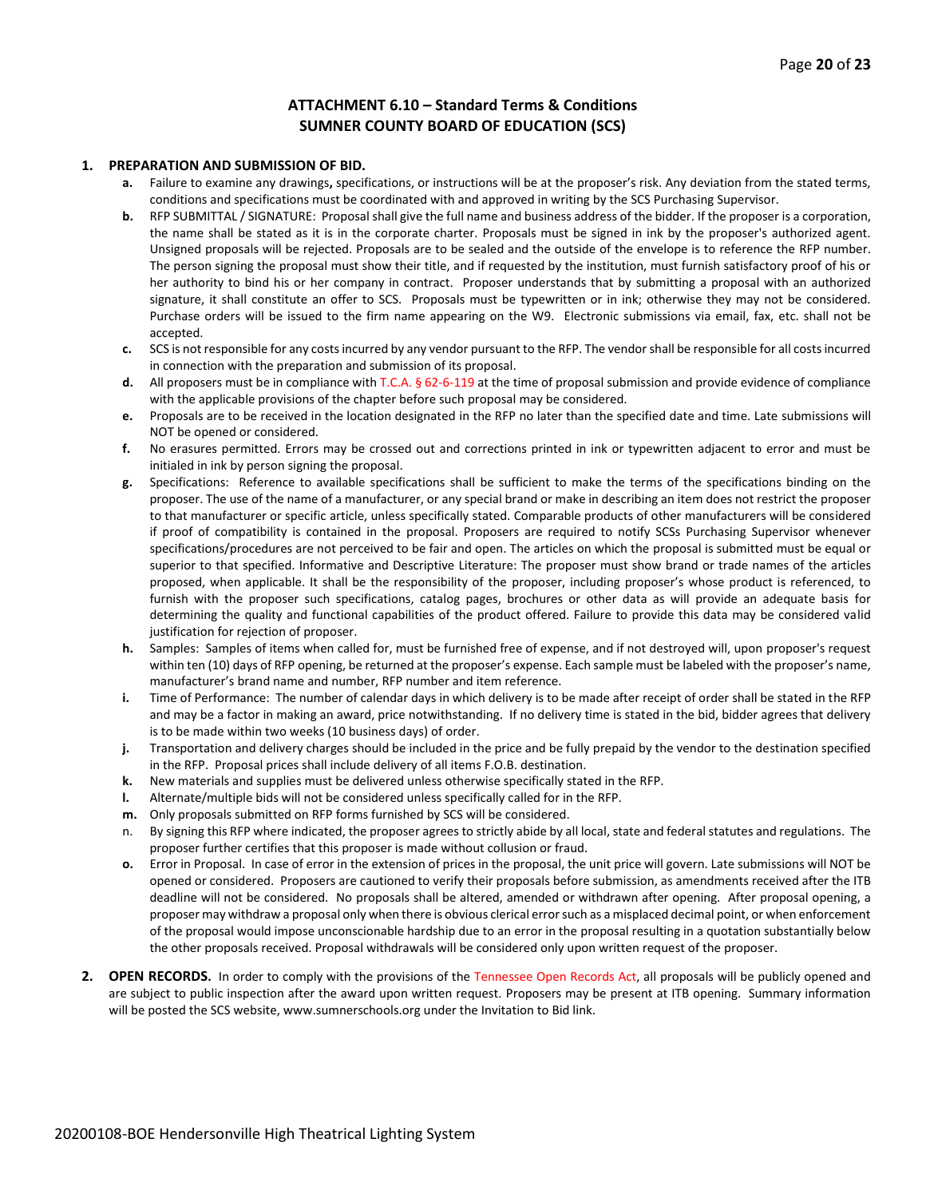## ATTACHMENT 6.10 – Standard Terms & Conditions
## SUMNER COUNTY BOARD OF EDUCATION (SCS)

1. **PREPARATION AND SUBMISSION OF BID.**
   - **a.** Failure to examine any drawings**,** specifications, or instructions will be at the proposer's risk. Any deviation from the stated terms, conditions and specifications must be coordinated with and approved in writing by the SCS Purchasing Supervisor.
   - **b.** RFP SUBMITTAL / SIGNATURE: Proposal shall give the full name and business address of the bidder. If the proposer is a corporation, the name shall be stated as it is in the corporate charter. Proposals must be signed in ink by the proposer's authorized agent. Unsigned proposals will be rejected. Proposals are to be sealed and the outside of the envelope is to reference the RFP number. The person signing the proposal must show their title, and if requested by the institution, must furnish satisfactory proof of his or her authority to bind his or her company in contract. Proposer understands that by submitting a proposal with an authorized signature, it shall constitute an offer to SCS. Proposals must be typewritten or in ink; otherwise they may not be considered. Purchase orders will be issued to the firm name appearing on the W9. Electronic submissions via email, fax, etc. shall not be accepted.
   - **c.** SCS is not responsible for any costs incurred by any vendor pursuant to the RFP. The vendor shall be responsible for all costs incurred in connection with the preparation and submission of its proposal.
   - **d.** All proposers must be in compliance with T.C.A. § 62-6-119 at the time of proposal submission and provide evidence of compliance with the applicable provisions of the chapter before such proposal may be considered.
   - **e.** Proposals are to be received in the location designated in the RFP no later than the specified date and time. Late submissions will NOT be opened or considered.
   - **f.** No erasures permitted. Errors may be crossed out and corrections printed in ink or typewritten adjacent to error and must be initialed in ink by person signing the proposal.
   - **g.** Specifications: Reference to available specifications shall be sufficient to make the terms of the specifications binding on the proposer. The use of the name of a manufacturer, or any special brand or make in describing an item does not restrict the proposer to that manufacturer or specific article, unless specifically stated. Comparable products of other manufacturers will be considered if proof of compatibility is contained in the proposal. Proposers are required to notify SCSs Purchasing Supervisor whenever specifications/procedures are not perceived to be fair and open. The articles on which the proposal is submitted must be equal or superior to that specified. Informative and Descriptive Literature: The proposer must show brand or trade names of the articles proposed, when applicable. It shall be the responsibility of the proposer, including proposer's whose product is referenced, to furnish with the proposer such specifications, catalog pages, brochures or other data as will provide an adequate basis for determining the quality and functional capabilities of the product offered. Failure to provide this data may be considered valid justification for rejection of proposer.
   - **h.** Samples: Samples of items when called for, must be furnished free of expense, and if not destroyed will, upon proposer's request within ten (10) days of RFP opening, be returned at the proposer's expense. Each sample must be labeled with the proposer's name, manufacturer's brand name and number, RFP number and item reference.
   - **i.** Time of Performance: The number of calendar days in which delivery is to be made after receipt of order shall be stated in the RFP and may be a factor in making an award, price notwithstanding. If no delivery time is stated in the bid, bidder agrees that delivery is to be made within two weeks (10 business days) of order.
   - **j.** Transportation and delivery charges should be included in the price and be fully prepaid by the vendor to the destination specified in the RFP. Proposal prices shall include delivery of all items F.O.B. destination.
   - **k.** New materials and supplies must be delivered unless otherwise specifically stated in the RFP.
   - **l.** Alternate/multiple bids will not be considered unless specifically called for in the RFP.
   - **m.** Only proposals submitted on RFP forms furnished by SCS will be considered.
   - n. By signing this RFP where indicated, the proposer agrees to strictly abide by all local, state and federal statutes and regulations. The proposer further certifies that this proposer is made without collusion or fraud.
   - **o.** Error in Proposal. In case of error in the extension of prices in the proposal, the unit price will govern. Late submissions will NOT be opened or considered. Proposers are cautioned to verify their proposals before submission, as amendments received after the ITB deadline will not be considered. No proposals shall be altered, amended or withdrawn after opening. After proposal opening, a proposer may withdraw a proposal only when there is obvious clerical error such as a misplaced decimal point, or when enforcement of the proposal would impose unconscionable hardship due to an error in the proposal resulting in a quotation substantially below the other proposals received. Proposal withdrawals will be considered only upon written request of the proposer.

2. **OPEN RECORDS.** In order to comply with the provisions of the Tennessee Open Records Act, all proposals will be publicly opened and are subject to public inspection after the award upon written request. Proposers may be present at ITB opening. Summary information will be posted the SCS website, www.sumnerschools.org under the Invitation to Bid link.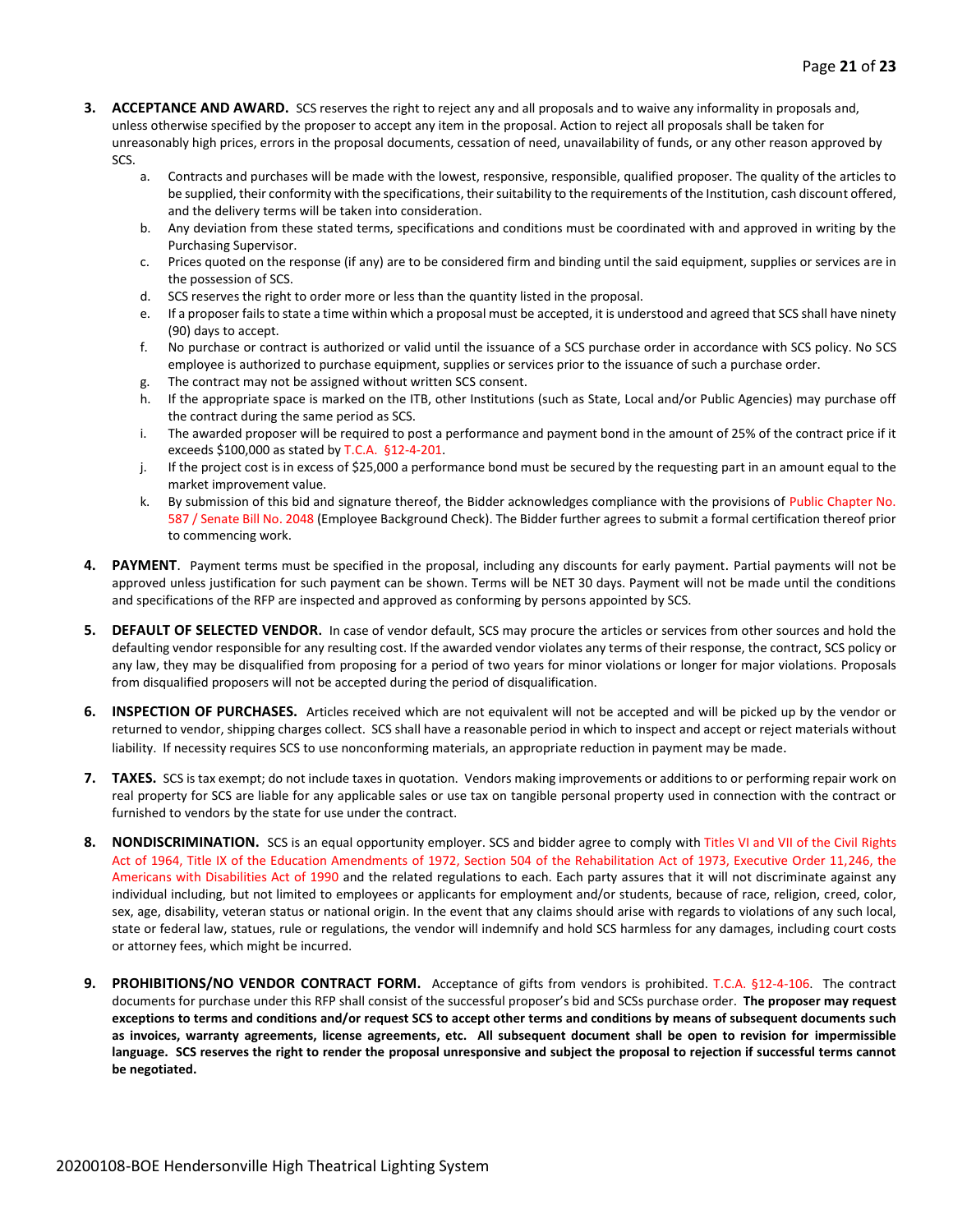3. **ACCEPTANCE AND AWARD.** SCS reserves the right to reject any and all proposals and to waive any informality in proposals and, unless otherwise specified by the proposer to accept any item in the proposal. Action to reject all proposals shall be taken for unreasonably high prices, errors in the proposal documents, cessation of need, unavailability of funds, or any other reason approved by SCS.
   a. Contracts and purchases will be made with the lowest, responsive, responsible, qualified proposer. The quality of the articles to be supplied, their conformity with the specifications, their suitability to the requirements of the Institution, cash discount offered, and the delivery terms will be taken into consideration.
   b. Any deviation from these stated terms, specifications and conditions must be coordinated with and approved in writing by the Purchasing Supervisor.
   c. Prices quoted on the response (if any) are to be considered firm and binding until the said equipment, supplies or services are in the possession of SCS.
   d. SCS reserves the right to order more or less than the quantity listed in the proposal.
   e. If a proposer fails to state a time within which a proposal must be accepted, it is understood and agreed that SCS shall have ninety (90) days to accept.
   f. No purchase or contract is authorized or valid until the issuance of a SCS purchase order in accordance with SCS policy. No SCS employee is authorized to purchase equipment, supplies or services prior to the issuance of such a purchase order.
   g. The contract may not be assigned without written SCS consent.
   h. If the appropriate space is marked on the ITB, other Institutions (such as State, Local and/or Public Agencies) may purchase off the contract during the same period as SCS.
   i. The awarded proposer will be required to post a performance and payment bond in the amount of 25% of the contract price if it exceeds $100,000 as stated by T.C.A. §12-4-201.
   j. If the project cost is in excess of $25,000 a performance bond must be secured by the requesting part in an amount equal to the market improvement value.
   k. By submission of this bid and signature thereof, the Bidder acknowledges compliance with the provisions of Public Chapter No. 587 / Senate Bill No. 2048 (Employee Background Check). The Bidder further agrees to submit a formal certification thereof prior to commencing work.

4. **PAYMENT**. Payment terms must be specified in the proposal, including any discounts for early payment. Partial payments will not be approved unless justification for such payment can be shown. Terms will be NET 30 days. Payment will not be made until the conditions and specifications of the RFP are inspected and approved as conforming by persons appointed by SCS.

5. **DEFAULT OF SELECTED VENDOR.** In case of vendor default, SCS may procure the articles or services from other sources and hold the defaulting vendor responsible for any resulting cost. If the awarded vendor violates any terms of their response, the contract, SCS policy or any law, they may be disqualified from proposing for a period of two years for minor violations or longer for major violations. Proposals from disqualified proposers will not be accepted during the period of disqualification.

6. **INSPECTION OF PURCHASES.** Articles received which are not equivalent will not be accepted and will be picked up by the vendor or returned to vendor, shipping charges collect. SCS shall have a reasonable period in which to inspect and accept or reject materials without liability. If necessity requires SCS to use nonconforming materials, an appropriate reduction in payment may be made.

7. **TAXES.** SCS is tax exempt; do not include taxes in quotation. Vendors making improvements or additions to or performing repair work on real property for SCS are liable for any applicable sales or use tax on tangible personal property used in connection with the contract or furnished to vendors by the state for use under the contract.

8. **NONDISCRIMINATION.** SCS is an equal opportunity employer. SCS and bidder agree to comply with Titles VI and VII of the Civil Rights Act of 1964, Title IX of the Education Amendments of 1972, Section 504 of the Rehabilitation Act of 1973, Executive Order 11,246, the Americans with Disabilities Act of 1990 and the related regulations to each. Each party assures that it will not discriminate against any individual including, but not limited to employees or applicants for employment and/or students, because of race, religion, creed, color, sex, age, disability, veteran status or national origin. In the event that any claims should arise with regards to violations of any such local, state or federal law, statues, rule or regulations, the vendor will indemnify and hold SCS harmless for any damages, including court costs or attorney fees, which might be incurred.

9. **PROHIBITIONS/NO VENDOR CONTRACT FORM.** Acceptance of gifts from vendors is prohibited. T.C.A. §12-4-106. The contract documents for purchase under this RFP shall consist of the successful proposer's bid and SCSs purchase order. **The proposer may request exceptions to terms and conditions and/or request SCS to accept other terms and conditions by means of subsequent documents such as invoices, warranty agreements, license agreements, etc. All subsequent document shall be open to revision for impermissible language. SCS reserves the right to render the proposal unresponsive and subject the proposal to rejection if successful terms cannot be negotiated.**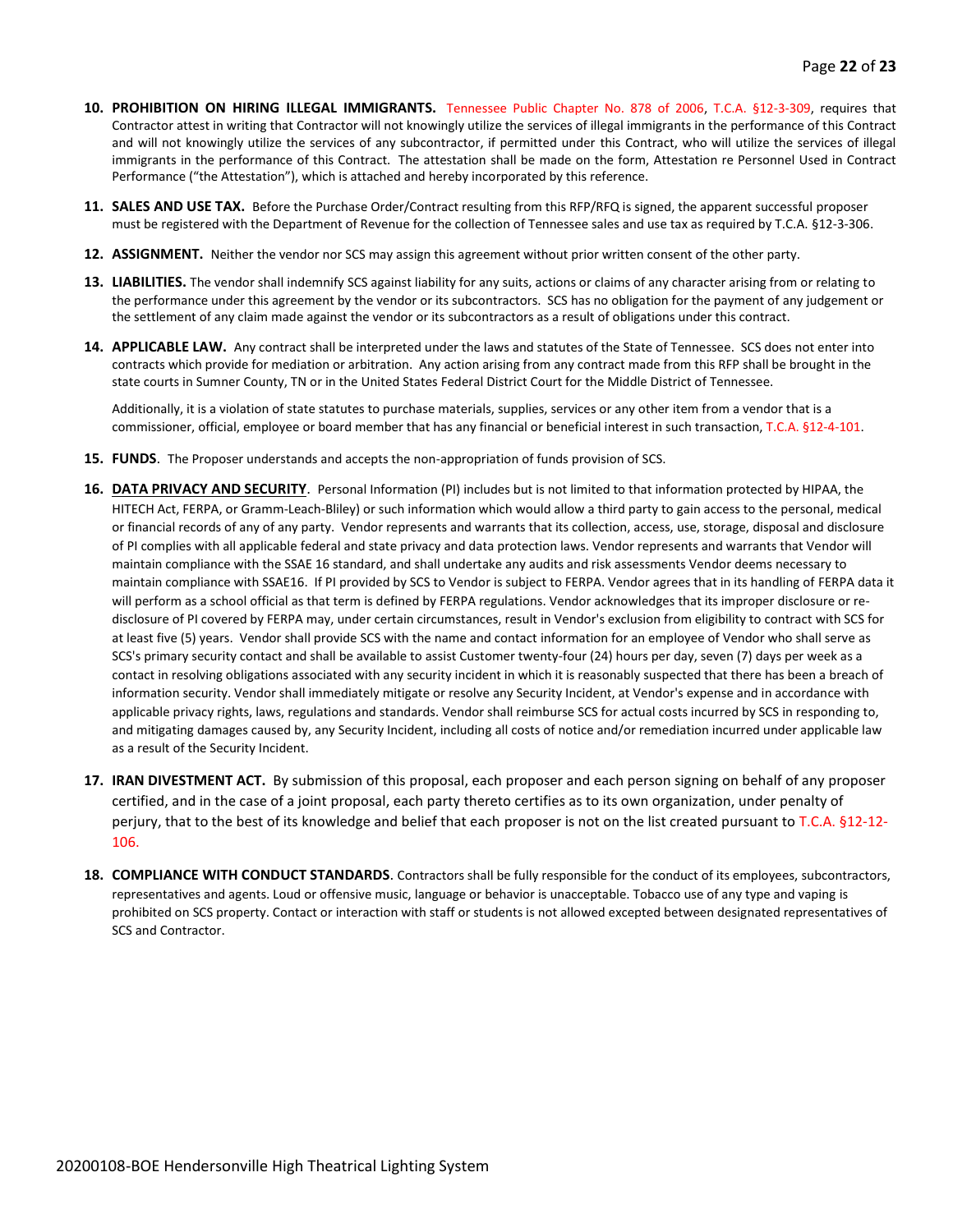10. **PROHIBITION ON HIRING ILLEGAL IMMIGRANTS.** Tennessee Public Chapter No. 878 of 2006, T.C.A. §12-3-309, requires that Contractor attest in writing that Contractor will not knowingly utilize the services of illegal immigrants in the performance of this Contract and will not knowingly utilize the services of any subcontractor, if permitted under this Contract, who will utilize the services of illegal immigrants in the performance of this Contract. The attestation shall be made on the form, Attestation re Personnel Used in Contract Performance ("the Attestation"), which is attached and hereby incorporated by this reference.

11. **SALES AND USE TAX.** Before the Purchase Order/Contract resulting from this RFP/RFQ is signed, the apparent successful proposer must be registered with the Department of Revenue for the collection of Tennessee sales and use tax as required by T.C.A. §12-3-306.

12. **ASSIGNMENT.** Neither the vendor nor SCS may assign this agreement without prior written consent of the other party.

13. **LIABILITIES.** The vendor shall indemnify SCS against liability for any suits, actions or claims of any character arising from or relating to the performance under this agreement by the vendor or its subcontractors. SCS has no obligation for the payment of any judgement or the settlement of any claim made against the vendor or its subcontractors as a result of obligations under this contract.

14. **APPLICABLE LAW.** Any contract shall be interpreted under the laws and statutes of the State of Tennessee. SCS does not enter into contracts which provide for mediation or arbitration. Any action arising from any contract made from this RFP shall be brought in the state courts in Sumner County, TN or in the United States Federal District Court for the Middle District of Tennessee.

    Additionally, it is a violation of state statutes to purchase materials, supplies, services or any other item from a vendor that is a commissioner, official, employee or board member that has any financial or beneficial interest in such transaction, T.C.A. §12-4-101.

15. **FUNDS**. The Proposer understands and accepts the non-appropriation of funds provision of SCS.

16. **DATA PRIVACY AND SECURITY**. Personal Information (PI) includes but is not limited to that information protected by HIPAA, the HITECH Act, FERPA, or Gramm-Leach-Bliley) or such information which would allow a third party to gain access to the personal, medical or financial records of any of any party. Vendor represents and warrants that its collection, access, use, storage, disposal and disclosure of PI complies with all applicable federal and state privacy and data protection laws. Vendor represents and warrants that Vendor will maintain compliance with the SSAE 16 standard, and shall undertake any audits and risk assessments Vendor deems necessary to maintain compliance with SSAE16. If PI provided by SCS to Vendor is subject to FERPA. Vendor agrees that in its handling of FERPA data it will perform as a school official as that term is defined by FERPA regulations. Vendor acknowledges that its improper disclosure or re-disclosure of PI covered by FERPA may, under certain circumstances, result in Vendor's exclusion from eligibility to contract with SCS for at least five (5) years. Vendor shall provide SCS with the name and contact information for an employee of Vendor who shall serve as SCS's primary security contact and shall be available to assist Customer twenty-four (24) hours per day, seven (7) days per week as a contact in resolving obligations associated with any security incident in which it is reasonably suspected that there has been a breach of information security. Vendor shall immediately mitigate or resolve any Security Incident, at Vendor's expense and in accordance with applicable privacy rights, laws, regulations and standards. Vendor shall reimburse SCS for actual costs incurred by SCS in responding to, and mitigating damages caused by, any Security Incident, including all costs of notice and/or remediation incurred under applicable law as a result of the Security Incident.

17. **IRAN DIVESTMENT ACT.** By submission of this proposal, each proposer and each person signing on behalf of any proposer certified, and in the case of a joint proposal, each party thereto certifies as to its own organization, under penalty of perjury, that to the best of its knowledge and belief that each proposer is not on the list created pursuant to T.C.A. §12-12-106.

18. **COMPLIANCE WITH CONDUCT STANDARDS**. Contractors shall be fully responsible for the conduct of its employees, subcontractors, representatives and agents. Loud or offensive music, language or behavior is unacceptable. Tobacco use of any type and vaping is prohibited on SCS property. Contact or interaction with staff or students is not allowed excepted between designated representatives of SCS and Contractor.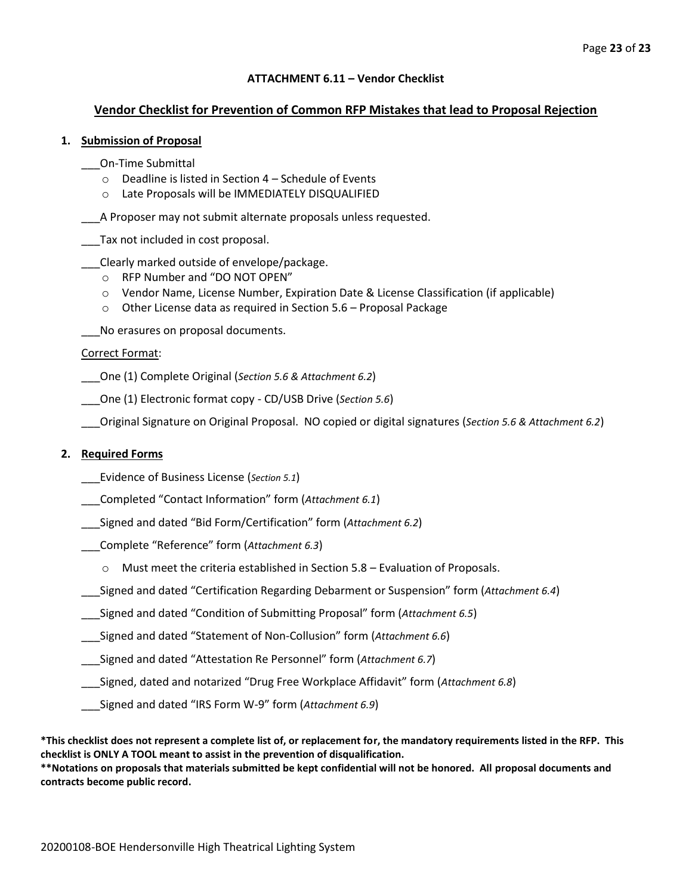## ATTACHMENT 6.11 – Vendor Checklist

### Vendor Checklist for Prevention of Common RFP Mistakes that lead to Proposal Rejection

1. **Submission of Proposal**

   ___On-Time Submittal
   - Deadline is listed in Section 4 – Schedule of Events
   - Late Proposals will be IMMEDIATELY DISQUALIFIED

   ___A Proposer may not submit alternate proposals unless requested.

   ___Tax not included in cost proposal.

   ___Clearly marked outside of envelope/package.
   - RFP Number and "DO NOT OPEN"
   - Vendor Name, License Number, Expiration Date & License Classification (if applicable)
   - Other License data as required in Section 5.6 – Proposal Package

   ___No erasures on proposal documents.

   Correct Format:

   ___One (1) Complete Original (*Section 5.6 & Attachment 6.2*)

   ___One (1) Electronic format copy - CD/USB Drive (*Section 5.6*)

   ___Original Signature on Original Proposal. NO copied or digital signatures (*Section 5.6 & Attachment 6.2*)

2. **Required Forms**

   ___Evidence of Business License (*Section 5.1*)

   ___Completed "Contact Information" form (*Attachment 6.1*)

   ___Signed and dated "Bid Form/Certification" form (*Attachment 6.2*)

   ___Complete "Reference" form (*Attachment 6.3*)
   - Must meet the criteria established in Section 5.8 – Evaluation of Proposals.

   ___Signed and dated "Certification Regarding Debarment or Suspension" form (*Attachment 6.4*)

   ___Signed and dated "Condition of Submitting Proposal" form (*Attachment 6.5*)

   ___Signed and dated "Statement of Non-Collusion" form (*Attachment 6.6*)

   ___Signed and dated "Attestation Re Personnel" form (*Attachment 6.7*)

   ___Signed, dated and notarized "Drug Free Workplace Affidavit" form (*Attachment 6.8*)

   ___Signed and dated "IRS Form W-9" form (*Attachment 6.9*)

**\*This checklist does not represent a complete list of, or replacement for, the mandatory requirements listed in the RFP. This checklist is ONLY A TOOL meant to assist in the prevention of disqualification.**

**\*\*Notations on proposals that materials submitted be kept confidential will not be honored. All proposal documents and contracts become public record.**